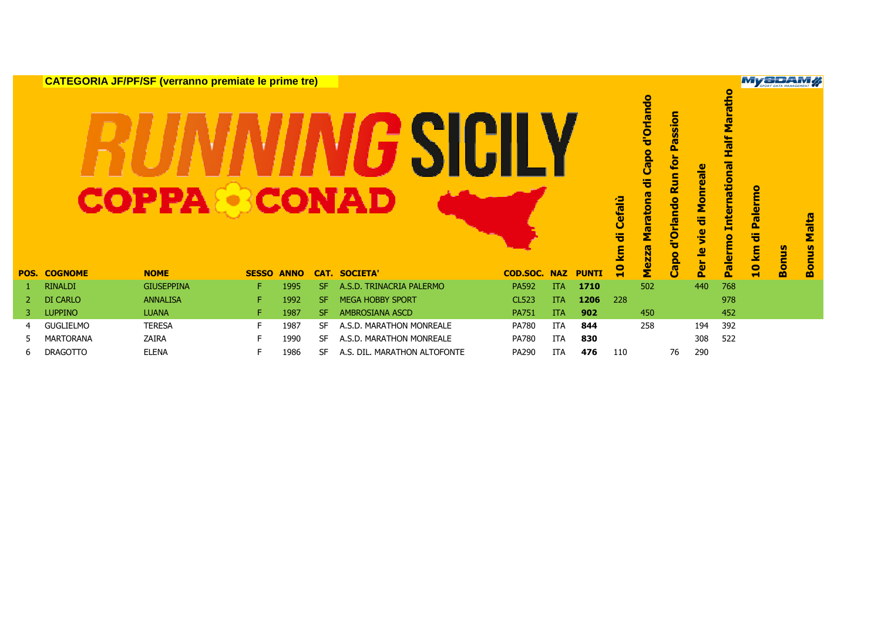**CATEGORIA JF/PF/SF (verranno premiate le prime tre)**

RUNNING SICILY

COPPA CONAD

| POS. | COGNOME | NOME | SESSO | ANNO | CAT. | SOCIETA' | COD.SOC. | NAZ | PUNTI | 10 km di Cefalù | Mezza Maratona di Capo d'Orlando | Capo d'Orlando Run for Passion | Per le vie di Monreale | Palermo International Half Maratho | 10 km di Palermo | Bonus | Bonus Malta |
|---|---|---|---|---|---|---|---|---|---|---|---|---|---|---|---|---|---|
| 1 | RINALDI | GIUSEPPINA | F | 1995 | SF | A.S.D. TRINACRIA PALERMO | PA592 | ITA | **1710** | | 502 | | 440 | 768 | | | |
| 2 | DI CARLO | ANNALISA | F | 1992 | SF | MEGA HOBBY SPORT | CL523 | ITA | **1206** | 228 | | | | 978 | | | |
| 3 | LUPPINO | LUANA | F | 1987 | SF | AMBROSIANA ASCD | PA751 | ITA | **902** | | 450 | | | 452 | | | |
| 4 | GUGLIELMO | TERESA | F | 1987 | SF | A.S.D. MARATHON MONREALE | PA780 | ITA | **844** | | 258 | | 194 | 392 | | | |
| 5 | MARTORANA | ZAIRA | F | 1990 | SF | A.S.D. MARATHON MONREALE | PA780 | ITA | **830** | | | | 308 | 522 | | | |
| 6 | DRAGOTTO | ELENA | F | 1986 | SF | A.S. DIL. MARATHON ALTOFONTE | PA290 | ITA | **476** | 110 | | 76 | 290 | | | | |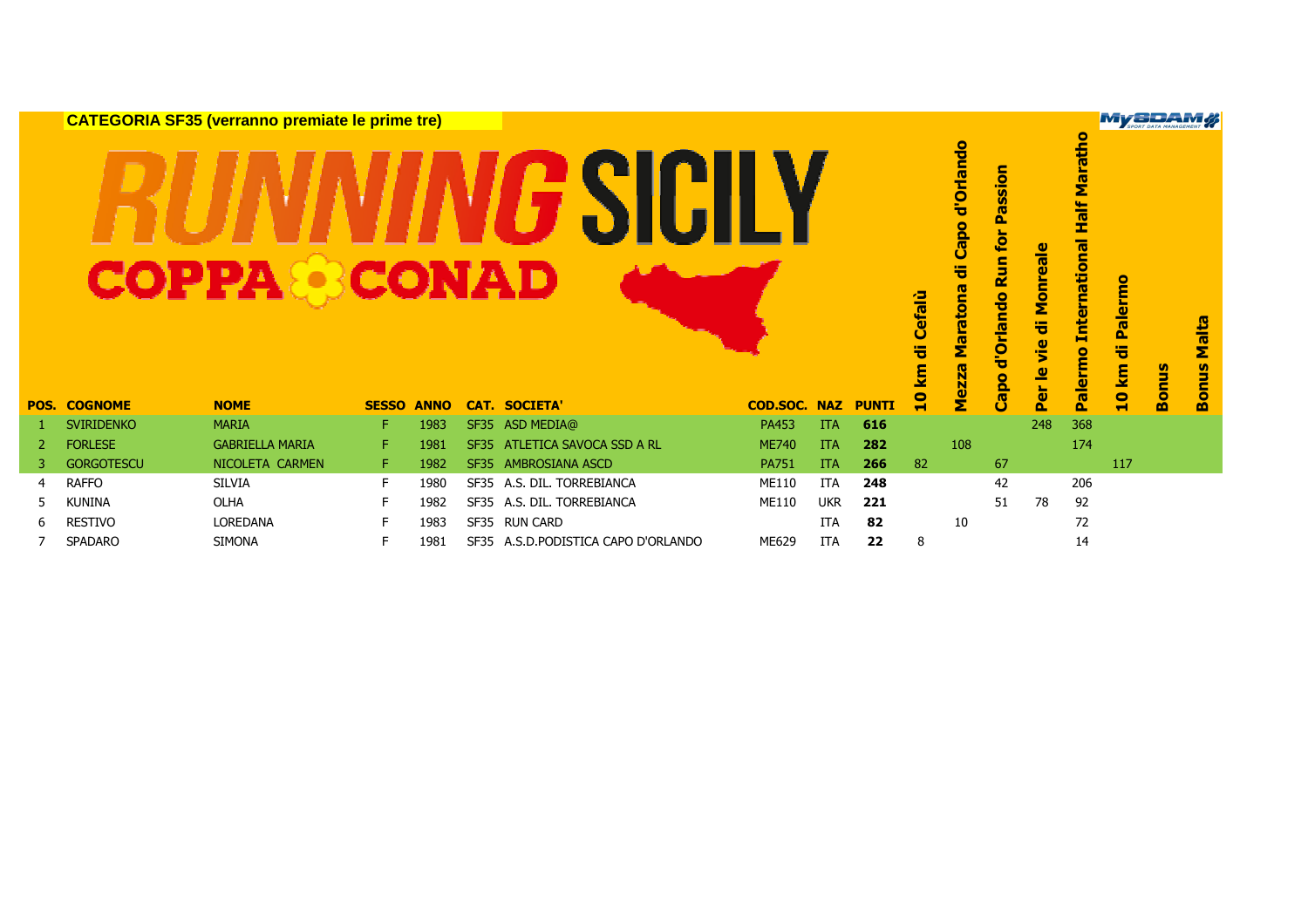**CATEGORIA SF35 (verranno premiate le prime tre)**

# RUNNING SICILY

## COPPA CONAD

| POS. | COGNOME | NOME | SESSO | ANNO | CAT. | SOCIETA' | COD.SOC. | NAZ | PUNTI | 10 km di Cefalù | Mezza Maratona di Capo d'Orlando | Capo d'Orlando Run for Passion | Per le vie di Monreale | Palermo International Half Maratho | 10 km di Palermo | Bonus | Bonus Malta |
|---|---|---|---|---|---|---|---|---|---|---|---|---|---|---|---|---|---|
| 1 | SVIRIDENKO | MARIA | F | 1983 | SF35 | ASD MEDIA@ | PA453 | ITA | **616** | | | | 248 | 368 | | | |
| 2 | FORLESE | GABRIELLA MARIA | F | 1981 | SF35 | ATLETICA SAVOCA SSD A RL | ME740 | ITA | **282** | | 108 | | | 174 | | | |
| 3 | GORGOTESCU | NICOLETA CARMEN | F | 1982 | SF35 | AMBROSIANA ASCD | PA751 | ITA | **266** | 82 | | 67 | | | 117 | | |
| 4 | RAFFO | SILVIA | F | 1980 | SF35 | A.S. DIL. TORREBIANCA | ME110 | ITA | **248** | | | 42 | | 206 | | | |
| 5 | KUNINA | OLHA | F | 1982 | SF35 | A.S. DIL. TORREBIANCA | ME110 | UKR | **221** | | | 51 | 78 | 92 | | | |
| 6 | RESTIVO | LOREDANA | F | 1983 | SF35 | RUN CARD | | ITA | **82** | | 10 | | | 72 | | | |
| 7 | SPADARO | SIMONA | F | 1981 | SF35 | A.S.D.PODISTICA CAPO D'ORLANDO | ME629 | ITA | **22** | 8 | | | | 14 | | | |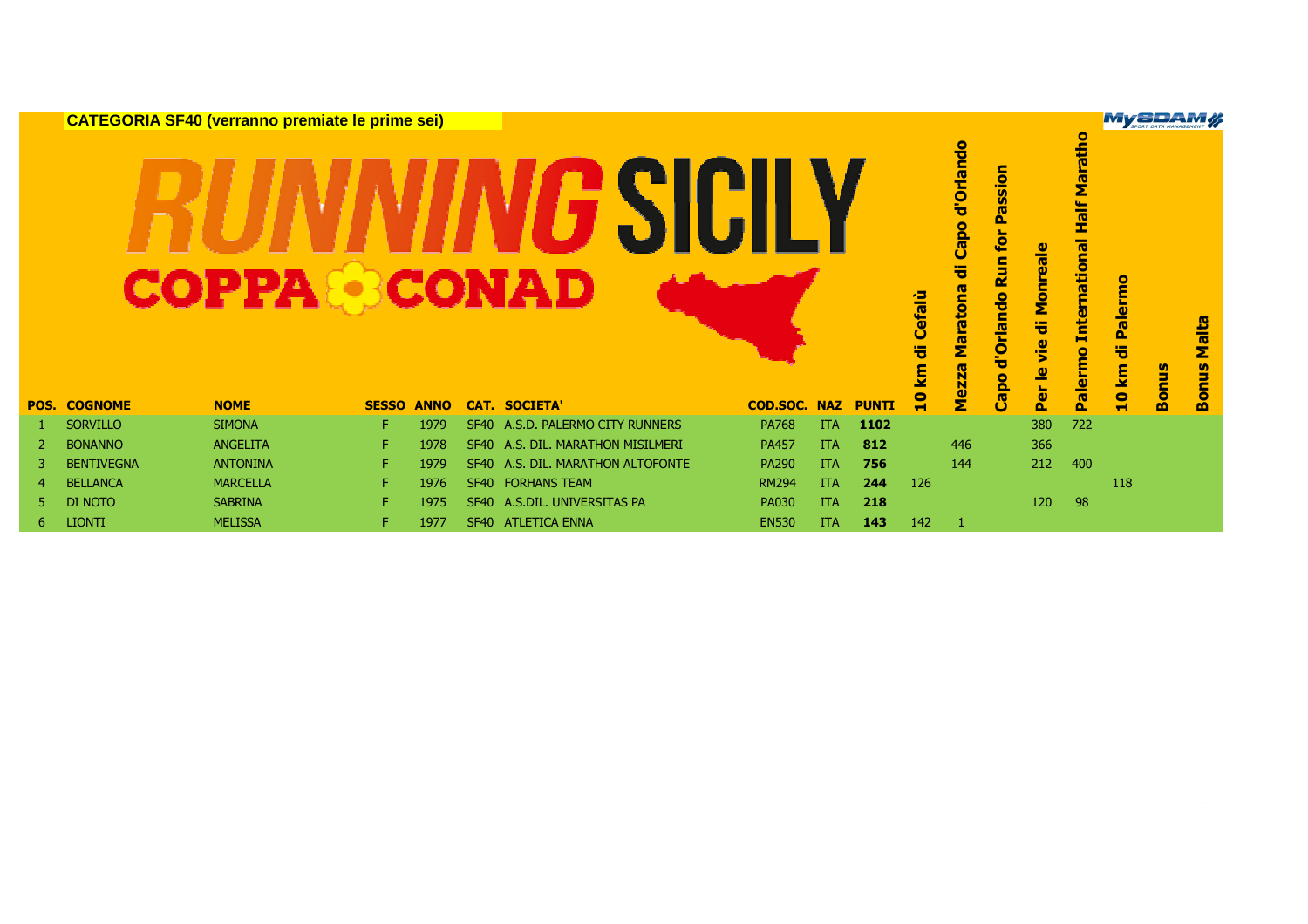**CATEGORIA SF40 (verranno premiate le prime sei)**

# RUNNING SICILY
## COPPA CONAD

| POS. | COGNOME | NOME | SESSO | ANNO | CAT. | SOCIETA' | COD.SOC. | NAZ | PUNTI | 10 km di Cefalù | Mezza Maratona di Capo d'Orlando | Capo d'Orlando Run for Passion | Per le vie di Monreale | Palermo International Half Maratho | 10 km di Palermo | Bonus | Bonus Malta |
|---|---|---|---|---|---|---|---|---|---|---|---|---|---|---|---|---|---|
| 1 | SORVILLO | SIMONA | F | 1979 | SF40 | A.S.D. PALERMO CITY RUNNERS | PA768 | ITA | **1102** | | | | 380 | 722 | | | |
| 2 | BONANNO | ANGELITA | F | 1978 | SF40 | A.S. DIL. MARATHON MISILMERI | PA457 | ITA | **812** | | 446 | | 366 | | | | |
| 3 | BENTIVEGNA | ANTONINA | F | 1979 | SF40 | A.S. DIL. MARATHON ALTOFONTE | PA290 | ITA | **756** | | 144 | | 212 | 400 | | | |
| 4 | BELLANCA | MARCELLA | F | 1976 | SF40 | FORHANS TEAM | RM294 | ITA | **244** | 126 | | | | | 118 | | |
| 5 | DI NOTO | SABRINA | F | 1975 | SF40 | A.S.DIL. UNIVERSITAS PA | PA030 | ITA | **218** | | | | 120 | 98 | | | |
| 6 | LIONTI | MELISSA | F | 1977 | SF40 | ATLETICA ENNA | EN530 | ITA | **143** | 142 | 1 | | | | | | |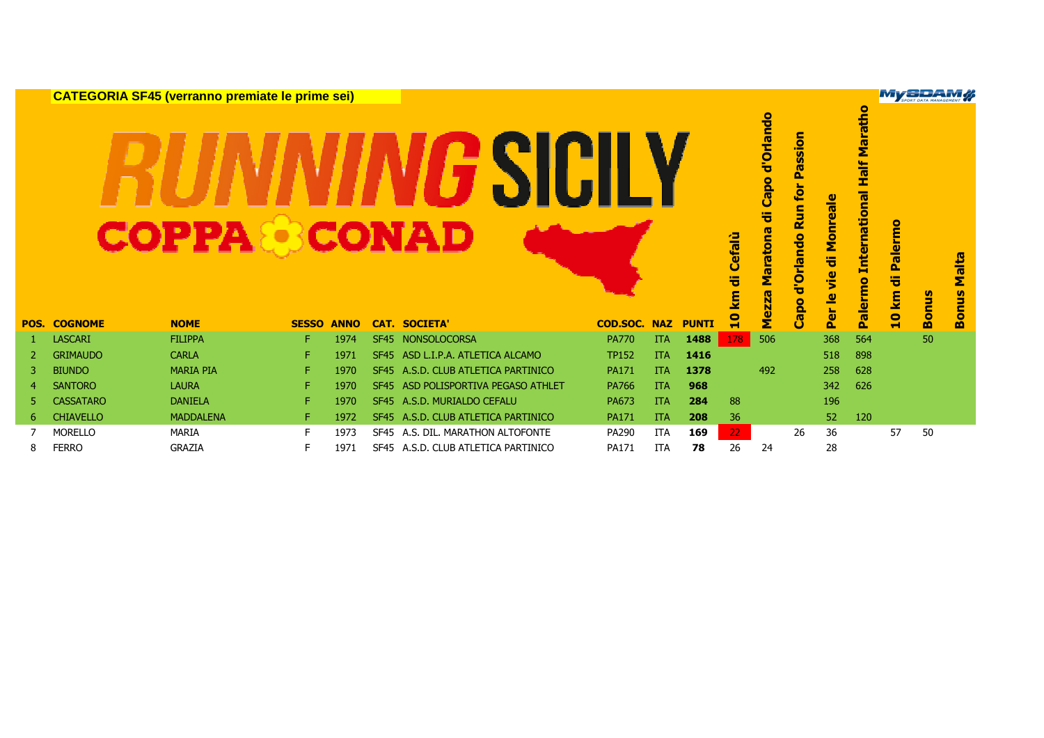**CATEGORIA SF45 (verranno premiate le prime sei)**

# RUNNING SICILY
## COPPA CONAD

| POS. | COGNOME | NOME | SESSO | ANNO | CAT. | SOCIETA' | COD.SOC. | NAZ | PUNTI | 10 km di Cefalù | Mezza Maratona di Capo d'Orlando | Capo d'Orlando Run for Passion | Per le vie di Monreale | Palermo International Half Maratho | 10 km di Palermo | Bonus | Bonus Malta |
|---|---|---|---|---|---|---|---|---|---|---|---|---|---|---|---|---|---|
| 1 | LASCARI | FILIPPA | F | 1974 | SF45 | NONSOLOCORSA | PA770 | ITA | **1488** | 178 | 506 | | 368 | 564 | | 50 | |
| 2 | GRIMAUDO | CARLA | F | 1971 | SF45 | ASD L.I.P.A. ATLETICA ALCAMO | TP152 | ITA | **1416** | | | | 518 | 898 | | | |
| 3 | BIUNDO | MARIA PIA | F | 1970 | SF45 | A.S.D. CLUB ATLETICA PARTINICO | PA171 | ITA | **1378** | | 492 | | 258 | 628 | | | |
| 4 | SANTORO | LAURA | F | 1970 | SF45 | ASD POLISPORTIVA PEGASO ATHLET | PA766 | ITA | **968** | | | | 342 | 626 | | | |
| 5 | CASSATARO | DANIELA | F | 1970 | SF45 | A.S.D. MURIALDO CEFALU | PA673 | ITA | **284** | 88 | | | 196 | | | | |
| 6 | CHIAVELLO | MADDALENA | F | 1972 | SF45 | A.S.D. CLUB ATLETICA PARTINICO | PA171 | ITA | **208** | 36 | | | 52 | 120 | | | |
| 7 | MORELLO | MARIA | F | 1973 | SF45 | A.S. DIL. MARATHON ALTOFONTE | PA290 | ITA | **169** | 22 | | 26 | 36 | | 57 | 50 | |
| 8 | FERRO | GRAZIA | F | 1971 | SF45 | A.S.D. CLUB ATLETICA PARTINICO | PA171 | ITA | **78** | 26 | 24 | | 28 | | | | |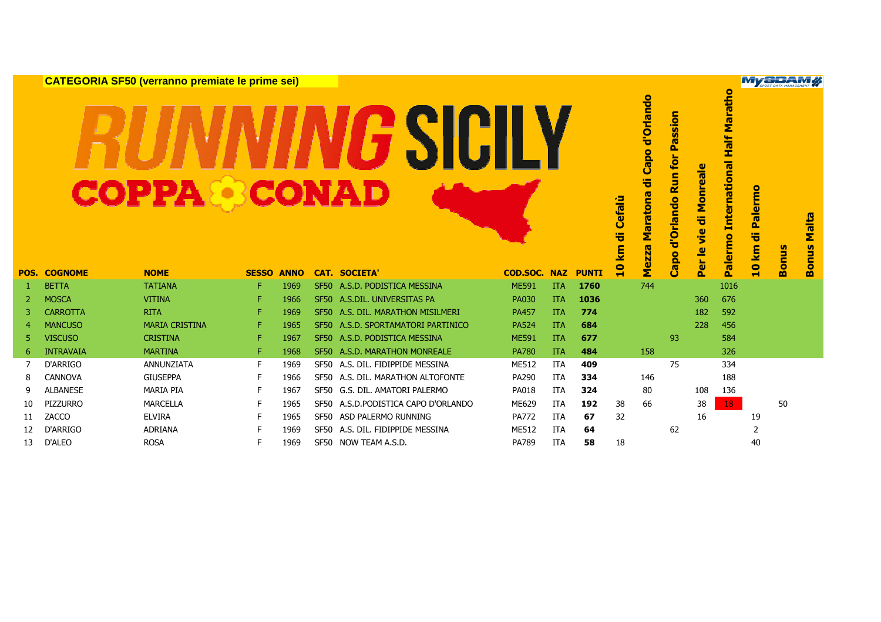**CATEGORIA SF50 (verranno premiate le prime sei)**

# RUNNING SICILY
## COPPA CONAD

| POS. | COGNOME | NOME | SESSO | ANNO | CAT. | SOCIETA' | COD.SOC. | NAZ | PUNTI | 10 km di Cefalù | Mezza Maratona di Capo d'Orlando | Capo d'Orlando Run for Passion | Per le vie di Monreale | Palermo International Half Maratho | 10 km di Palermo | Bonus | Bonus Malta |
|---|---|---|---|---|---|---|---|---|---|---|---|---|---|---|---|---|---|
| 1 | BETTA | TATIANA | F | 1969 | SF50 | A.S.D. PODISTICA MESSINA | ME591 | ITA | **1760** | | 744 | | | 1016 | | | |
| 2 | MOSCA | VITINA | F | 1966 | SF50 | A.S.DIL. UNIVERSITAS PA | PA030 | ITA | **1036** | | | | 360 | 676 | | | |
| 3 | CARROTTA | RITA | F | 1969 | SF50 | A.S. DIL. MARATHON MISILMERI | PA457 | ITA | **774** | | | | 182 | 592 | | | |
| 4 | MANCUSO | MARIA CRISTINA | F | 1965 | SF50 | A.S.D. SPORTAMATORI PARTINICO | PA524 | ITA | **684** | | | | 228 | 456 | | | |
| 5 | VISCUSO | CRISTINA | F | 1967 | SF50 | A.S.D. PODISTICA MESSINA | ME591 | ITA | **677** | | | 93 | | 584 | | | |
| 6 | INTRAVAIA | MARTINA | F | 1968 | SF50 | A.S.D. MARATHON MONREALE | PA780 | ITA | **484** | | 158 | | | 326 | | | |
| 7 | D'ARRIGO | ANNUNZIATA | F | 1969 | SF50 | A.S. DIL. FIDIPPIDE MESSINA | ME512 | ITA | **409** | | | 75 | | 334 | | | |
| 8 | CANNOVA | GIUSEPPA | F | 1966 | SF50 | A.S. DIL. MARATHON ALTOFONTE | PA290 | ITA | **334** | | 146 | | | 188 | | | |
| 9 | ALBANESE | MARIA PIA | F | 1967 | SF50 | G.S. DIL. AMATORI PALERMO | PA018 | ITA | **324** | | 80 | | 108 | 136 | | | |
| 10 | PIZZURRO | MARCELLA | F | 1965 | SF50 | A.S.D.PODISTICA CAPO D'ORLANDO | ME629 | ITA | **192** | 38 | 66 | | 38 | 18 | | 50 | |
| 11 | ZACCO | ELVIRA | F | 1965 | SF50 | ASD PALERMO RUNNING | PA772 | ITA | **67** | 32 | | | 16 | | 19 | | |
| 12 | D'ARRIGO | ADRIANA | F | 1969 | SF50 | A.S. DIL. FIDIPPIDE MESSINA | ME512 | ITA | **64** | | | 62 | | | 2 | | |
| 13 | D'ALEO | ROSA | F | 1969 | SF50 | NOW TEAM A.S.D. | PA789 | ITA | **58** | 18 | | | | | 40 | | |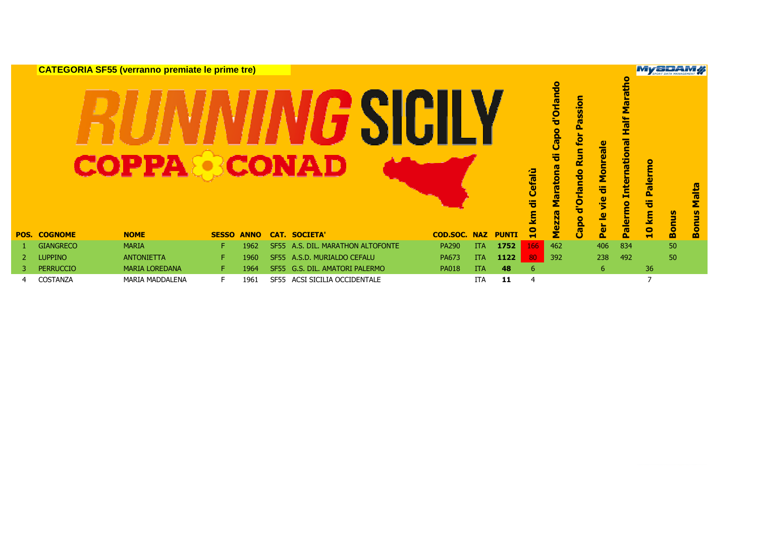**CATEGORIA SF55 (verranno premiate le prime tre)**

RUNNING SICILY

COPPA CONAD

| POS. | COGNOME | NOME | SESSO | ANNO | CAT. | SOCIETA' | COD.SOC. | NAZ | PUNTI | 10 km di Cefalù | Mezza Maratona di Capo d'Orlando | Capo d'Orlando Run for Passion | Per le vie di Monreale | Palermo International Half Maratho | 10 km di Palermo | Bonus | Bonus Malta |
|---|---|---|---|---|---|---|---|---|---|---|---|---|---|---|---|---|---|
| 1 | GIANGRECO | MARIA | F | 1962 | SF55 | A.S. DIL. MARATHON ALTOFONTE | PA290 | ITA | **1752** | 166 | 462 | | 406 | 834 | | 50 | |
| 2 | LUPPINO | ANTONIETTA | F | 1960 | SF55 | A.S.D. MURIALDO CEFALU | PA673 | ITA | **1122** | 80 | 392 | | 238 | 492 | | 50 | |
| 3 | PERRUCCIO | MARIA LOREDANA | F | 1964 | SF55 | G.S. DIL. AMATORI PALERMO | PA018 | ITA | **48** | 6 | | | 6 | | 36 | | |
| 4 | COSTANZA | MARIA MADDALENA | F | 1961 | SF55 | ACSI SICILIA OCCIDENTALE | | ITA | **11** | 4 | | | | | 7 | | |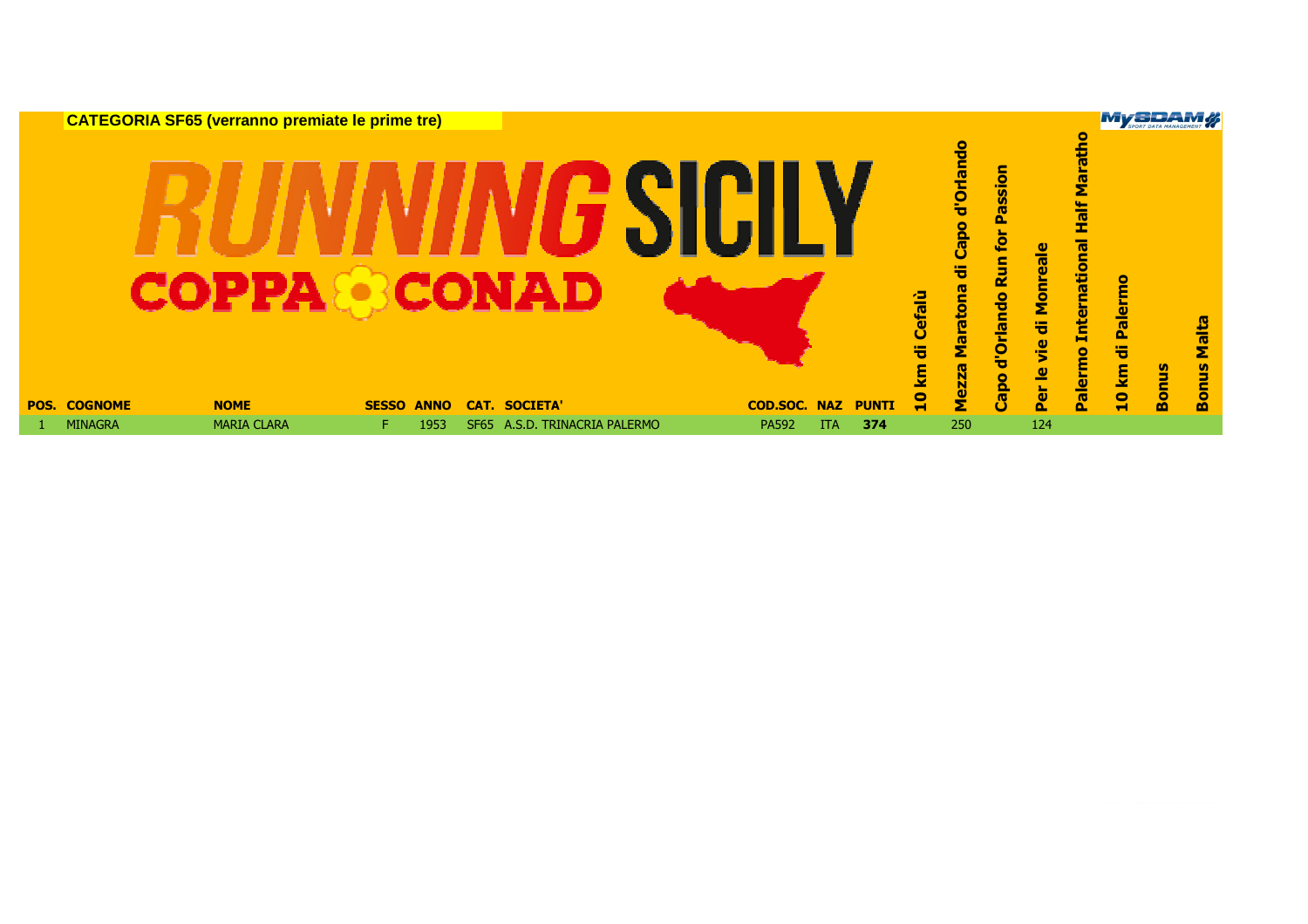**CATEGORIA SF65 (verranno premiate le prime tre)**

RUNNING SICILY COPPA CONAD

| POS. | COGNOME | NOME | SESSO | ANNO | CAT. | SOCIETA' | COD.SOC. | NAZ | PUNTI | 10 km di Cefalù | Mezza Maratona di Capo d'Orlando | Capo d'Orlando Run for Passion | Per le vie di Monreale | Palermo International Half Maratho | 10 km di Palermo | Bonus | Bonus Malta |
|---|---|---|---|---|---|---|---|---|---|---|---|---|---|---|---|---|---|
| 1 | MINAGRA | MARIA CLARA | F | 1953 | SF65 | A.S.D. TRINACRIA PALERMO | PA592 | ITA | 374 | | 250 | | 124 | | | | |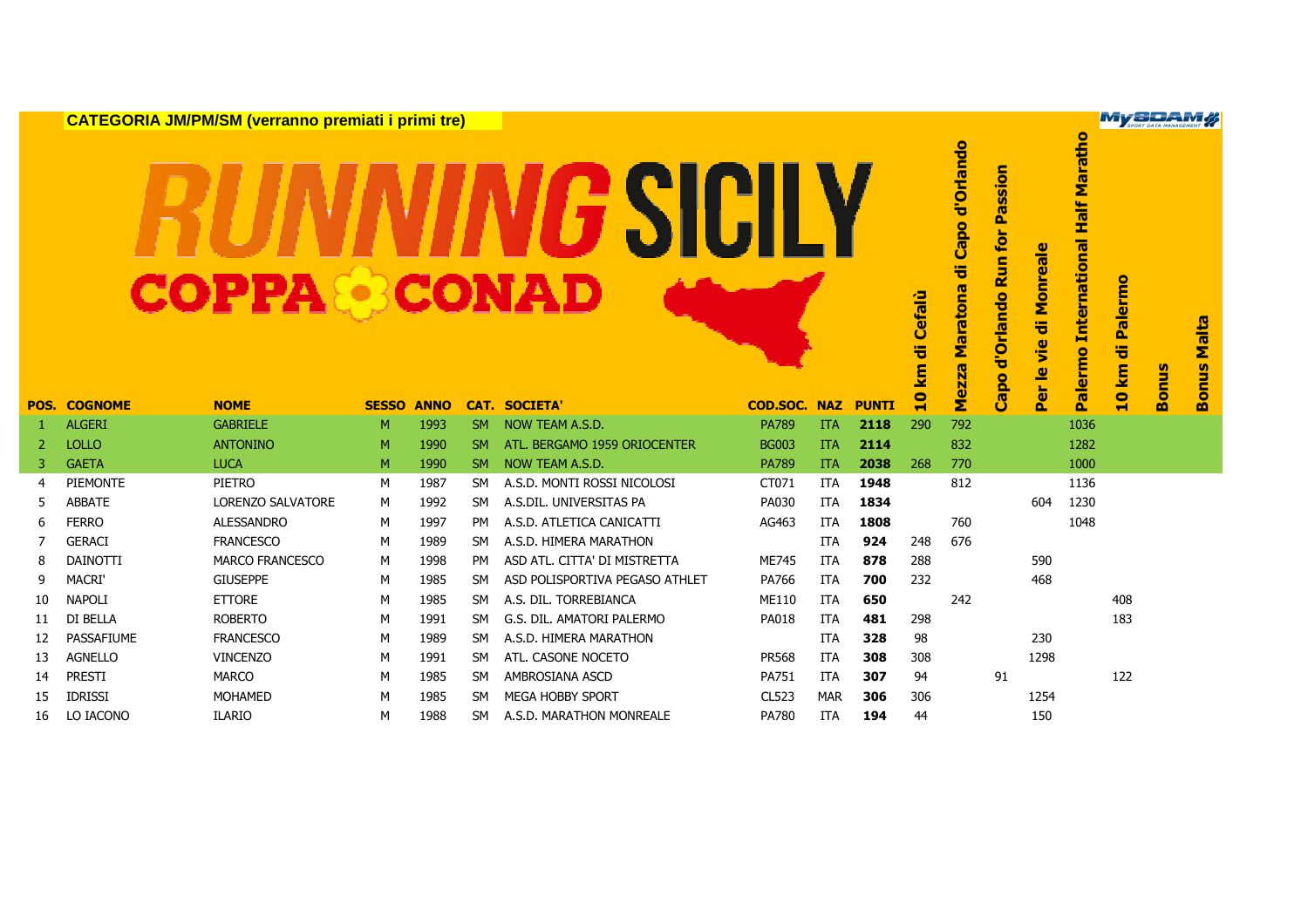**CATEGORIA JM/PM/SM (verranno premiati i primi tre)**

# RUNNING SICILY COPPA CONAD

| POS. | COGNOME | NOME | SESSO | ANNO | CAT. | SOCIETA' | COD.SOC. | NAZ | PUNTI | 10 km di Cefalù | Mezza Maratona di Capo d'Orlando | Capo d'Orlando Run for Passion | Per le vie di Monreale | Palermo International Half Maratho | 10 km di Palermo | Bonus | Bonus Malta |
|---|---|---|---|---|---|---|---|---|---|---|---|---|---|---|---|---|---|
| 1 | ALGERI | GABRIELE | M | 1993 | SM | NOW TEAM A.S.D. | PA789 | ITA | **2118** | 290 | 792 | | | 1036 | | | |
| 2 | LOLLO | ANTONINO | M | 1990 | SM | ATL. BERGAMO 1959 ORIOCENTER | BG003 | ITA | **2114** | | 832 | | | 1282 | | | |
| 3 | GAETA | LUCA | M | 1990 | SM | NOW TEAM A.S.D. | PA789 | ITA | **2038** | 268 | 770 | | | 1000 | | | |
| 4 | PIEMONTE | PIETRO | M | 1987 | SM | A.S.D. MONTI ROSSI NICOLOSI | CT071 | ITA | **1948** | | 812 | | | 1136 | | | |
| 5 | ABBATE | LORENZO SALVATORE | M | 1992 | SM | A.S.DIL. UNIVERSITAS PA | PA030 | ITA | **1834** | | | | 604 | 1230 | | | |
| 6 | FERRO | ALESSANDRO | M | 1997 | PM | A.S.D. ATLETICA CANICATTI | AG463 | ITA | **1808** | | 760 | | | 1048 | | | |
| 7 | GERACI | FRANCESCO | M | 1989 | SM | A.S.D. HIMERA MARATHON | | ITA | **924** | 248 | 676 | | | | | | |
| 8 | DAINOTTI | MARCO FRANCESCO | M | 1998 | PM | ASD ATL. CITTA' DI MISTRETTA | ME745 | ITA | **878** | 288 | | | 590 | | | | |
| 9 | MACRI' | GIUSEPPE | M | 1985 | SM | ASD POLISPORTIVA PEGASO ATHLET | PA766 | ITA | **700** | 232 | | | 468 | | | | |
| 10 | NAPOLI | ETTORE | M | 1985 | SM | A.S. DIL. TORREBIANCA | ME110 | ITA | **650** | | 242 | | | | 408 | | |
| 11 | DI BELLA | ROBERTO | M | 1991 | SM | G.S. DIL. AMATORI PALERMO | PA018 | ITA | **481** | 298 | | | | | 183 | | |
| 12 | PASSAFIUME | FRANCESCO | M | 1989 | SM | A.S.D. HIMERA MARATHON | | ITA | **328** | 98 | | | 230 | | | | |
| 13 | AGNELLO | VINCENZO | M | 1991 | SM | ATL. CASONE NOCETO | PR568 | ITA | **308** | 308 | | | 1298 | | | | |
| 14 | PRESTI | MARCO | M | 1985 | SM | AMBROSIANA ASCD | PA751 | ITA | **307** | 94 | | 91 | | | 122 | | |
| 15 | IDRISSI | MOHAMED | M | 1985 | SM | MEGA HOBBY SPORT | CL523 | MAR | **306** | 306 | | | 1254 | | | | |
| 16 | LO IACONO | ILARIO | M | 1988 | SM | A.S.D. MARATHON MONREALE | PA780 | ITA | **194** | 44 | | | 150 | | | | |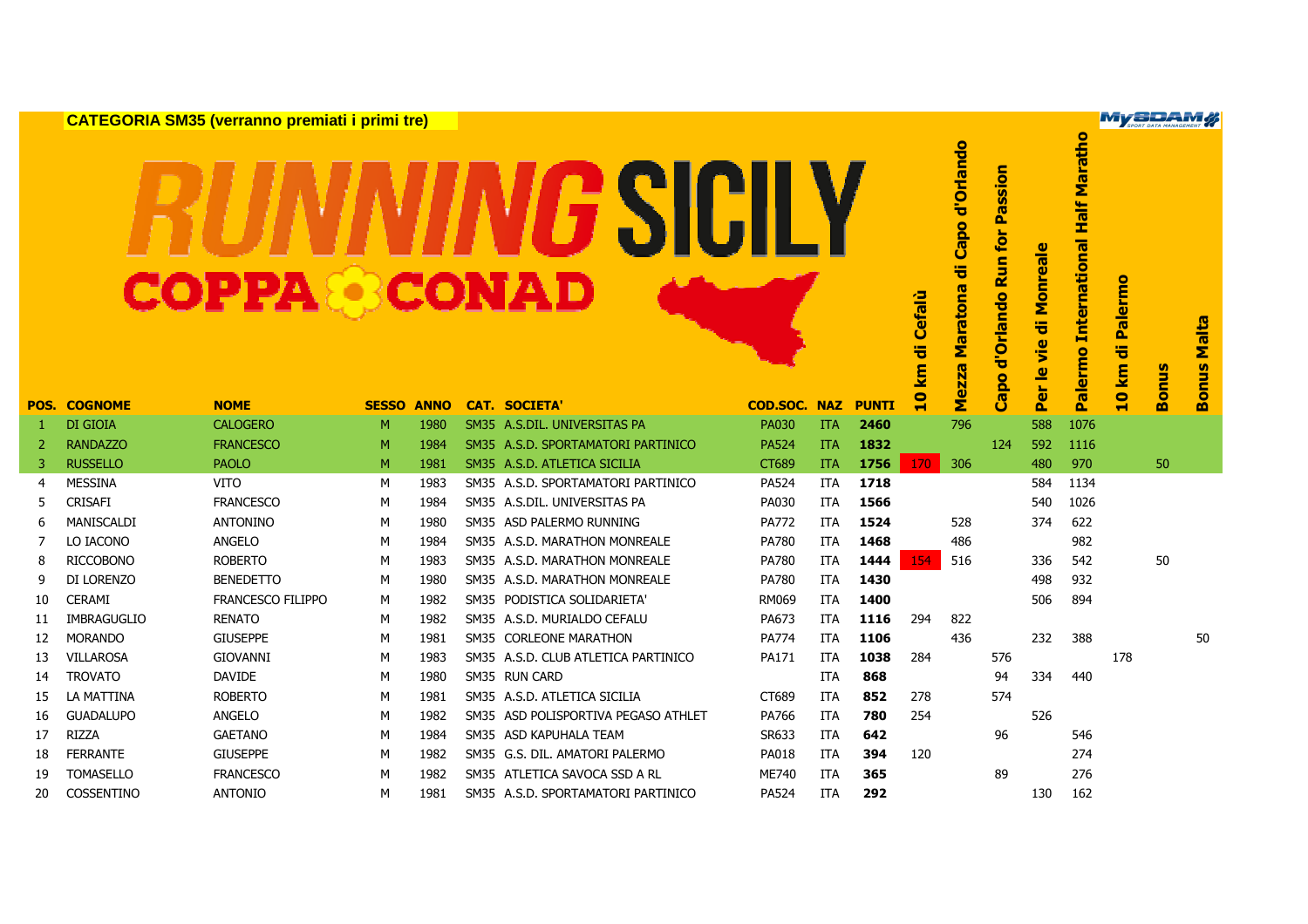**CATEGORIA SM35 (verranno premiati i primi tre)**

# RUNNING SICILY

## COPPA CONAD

| POS. | COGNOME | NOME | SESSO | ANNO | CAT. | SOCIETA' | COD.SOC. | NAZ | PUNTI | 10 km di Cefalù | Mezza Maratona di Capo d'Orlando | Capo d'Orlando Run for Passion | Per le vie di Monreale | Palermo International Half Maratho | 10 km di Palermo | Bonus | Bonus Malta |
|---|---|---|---|---|---|---|---|---|---|---|---|---|---|---|---|---|---|
| 1 | DI GIOIA | CALOGERO | M | 1980 | SM35 | A.S.DIL. UNIVERSITAS PA | PA030 | ITA | **2460** | | 796 | | 588 | 1076 | | | |
| 2 | RANDAZZO | FRANCESCO | M | 1984 | SM35 | A.S.D. SPORTAMATORI PARTINICO | PA524 | ITA | **1832** | | | 124 | 592 | 1116 | | | |
| 3 | RUSSELLO | PAOLO | M | 1981 | SM35 | A.S.D. ATLETICA SICILIA | CT689 | ITA | **1756** | 170 | 306 | | 480 | 970 | | 50 | |
| 4 | MESSINA | VITO | M | 1983 | SM35 | A.S.D. SPORTAMATORI PARTINICO | PA524 | ITA | **1718** | | | | 584 | 1134 | | | |
| 5 | CRISAFI | FRANCESCO | M | 1984 | SM35 | A.S.DIL. UNIVERSITAS PA | PA030 | ITA | **1566** | | | | 540 | 1026 | | | |
| 6 | MANISCALDI | ANTONINO | M | 1980 | SM35 | ASD PALERMO RUNNING | PA772 | ITA | **1524** | | 528 | | 374 | 622 | | | |
| 7 | LO IACONO | ANGELO | M | 1984 | SM35 | A.S.D. MARATHON MONREALE | PA780 | ITA | **1468** | | 486 | | | 982 | | | |
| 8 | RICCOBONO | ROBERTO | M | 1983 | SM35 | A.S.D. MARATHON MONREALE | PA780 | ITA | **1444** | 154 | 516 | | 336 | 542 | | 50 | |
| 9 | DI LORENZO | BENEDETTO | M | 1980 | SM35 | A.S.D. MARATHON MONREALE | PA780 | ITA | **1430** | | | | 498 | 932 | | | |
| 10 | CERAMI | FRANCESCO FILIPPO | M | 1982 | SM35 | PODISTICA SOLIDARIETA' | RM069 | ITA | **1400** | | | | 506 | 894 | | | |
| 11 | IMBRAGUGLIO | RENATO | M | 1982 | SM35 | A.S.D. MURIALDO CEFALU | PA673 | ITA | **1116** | 294 | 822 | | | | | | |
| 12 | MORANDO | GIUSEPPE | M | 1981 | SM35 | CORLEONE MARATHON | PA774 | ITA | **1106** | | 436 | | 232 | 388 | | | 50 |
| 13 | VILLAROSA | GIOVANNI | M | 1983 | SM35 | A.S.D. CLUB ATLETICA PARTINICO | PA171 | ITA | **1038** | 284 | | 576 | | | 178 | | |
| 14 | TROVATO | DAVIDE | M | 1980 | SM35 | RUN CARD | | ITA | **868** | | | 94 | 334 | 440 | | | |
| 15 | LA MATTINA | ROBERTO | M | 1981 | SM35 | A.S.D. ATLETICA SICILIA | CT689 | ITA | **852** | 278 | | 574 | | | | | |
| 16 | GUADALUPO | ANGELO | M | 1982 | SM35 | ASD POLISPORTIVA PEGASO ATHLET | PA766 | ITA | **780** | 254 | | | 526 | | | | |
| 17 | RIZZA | GAETANO | M | 1984 | SM35 | ASD KAPUHALA TEAM | SR633 | ITA | **642** | | | 96 | | 546 | | | |
| 18 | FERRANTE | GIUSEPPE | M | 1982 | SM35 | G.S. DIL. AMATORI PALERMO | PA018 | ITA | **394** | 120 | | | | 274 | | | |
| 19 | TOMASELLO | FRANCESCO | M | 1982 | SM35 | ATLETICA SAVOCA SSD A RL | ME740 | ITA | **365** | | | 89 | | 276 | | | |
| 20 | COSSENTINO | ANTONIO | M | 1981 | SM35 | A.S.D. SPORTAMATORI PARTINICO | PA524 | ITA | **292** | | | | 130 | 162 | | | |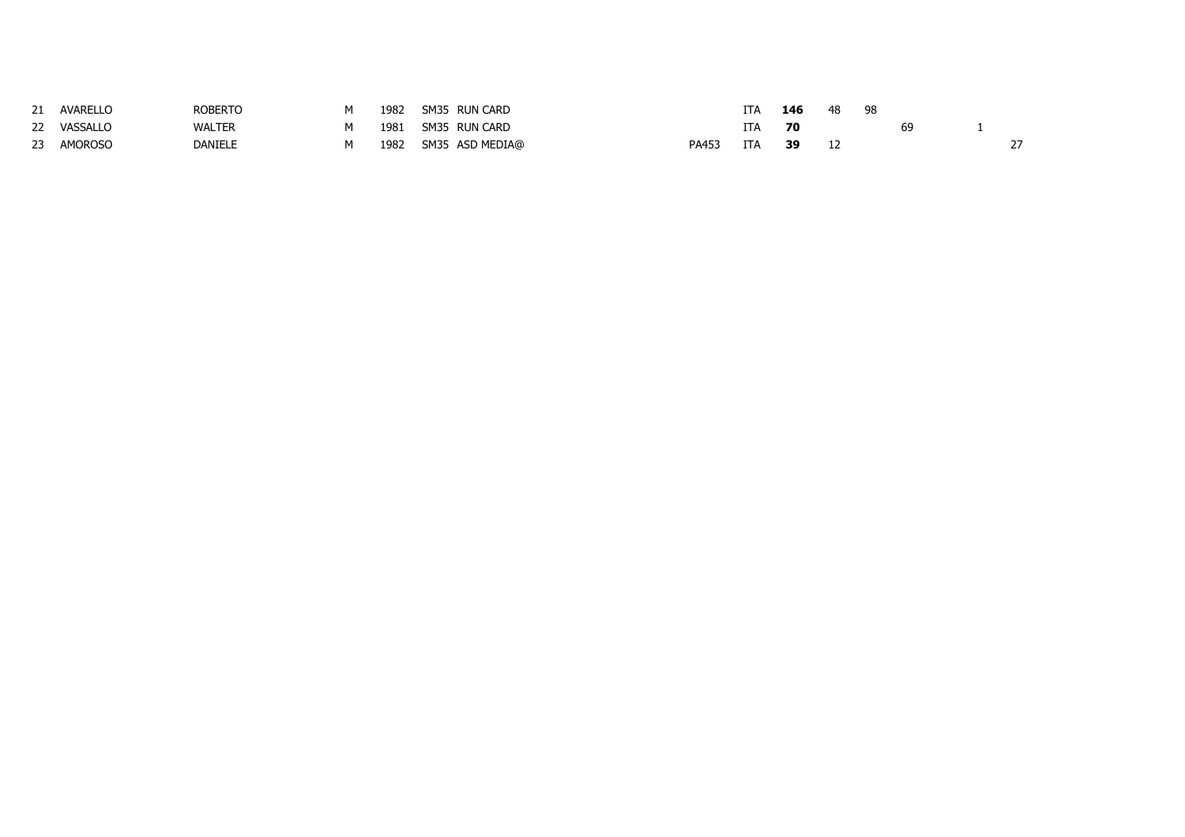| | | | | | | | | | | | | | | | |
|---|---|---|---|---|---|---|---|---|---|---|---|---|---|---|---|
| 21 | AVARELLO | ROBERTO | M | 1982 | SM35 | RUN CARD | | ITA | **146** | 48 | 98 | | | | |
| 22 | VASSALLO | WALTER | M | 1981 | SM35 | RUN CARD | | ITA | **70** | | | 69 | | 1 | |
| 23 | AMOROSO | DANIELE | M | 1982 | SM35 | ASD MEDIA@ | PA453 | ITA | **39** | 12 | | | | | 27 |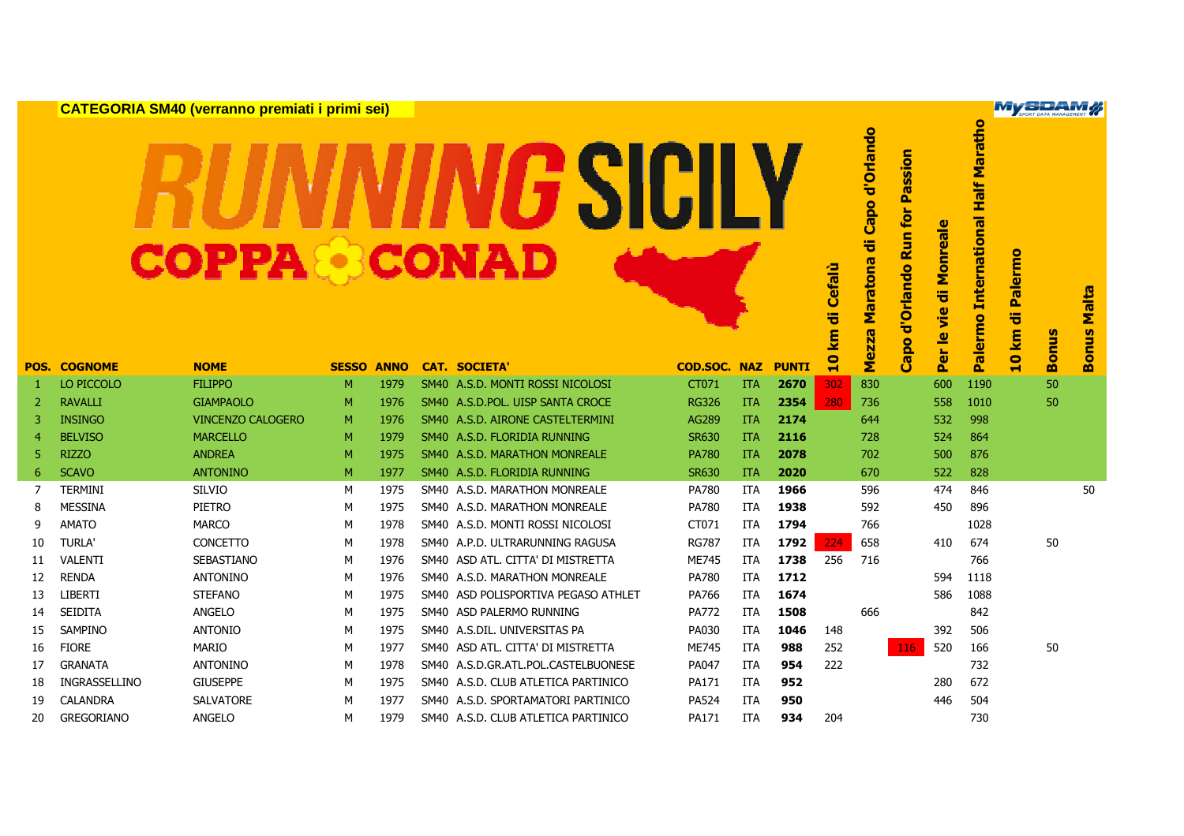**CATEGORIA SM40 (verranno premiati i primi sei)**

# RUNNING SICILY
## COPPA CONAD

| POS. | COGNOME | NOME | SESSO | ANNO | CAT. | SOCIETA' | COD.SOC. | NAZ | PUNTI | 10 km di Cefalù | Mezza Maratona di Capo d'Orlando | Capo d'Orlando Run for Passion | Per le vie di Monreale | Palermo International Half Maratho | 10 km di Palermo | Bonus | Bonus Malta |
|---|---|---|---|---|---|---|---|---|---|---|---|---|---|---|---|---|---|
| 1 | LO PICCOLO | FILIPPO | M | 1979 | SM40 | A.S.D. MONTI ROSSI NICOLOSI | CT071 | ITA | **2670** | 302 | 830 | | 600 | 1190 | | 50 | |
| 2 | RAVALLI | GIAMPAOLO | M | 1976 | SM40 | A.S.D.POL. UISP SANTA CROCE | RG326 | ITA | **2354** | 280 | 736 | | 558 | 1010 | | 50 | |
| 3 | INSINGO | VINCENZO CALOGERO | M | 1976 | SM40 | A.S.D. AIRONE CASTELTERMINI | AG289 | ITA | **2174** | | 644 | | 532 | 998 | | | |
| 4 | BELVISO | MARCELLO | M | 1979 | SM40 | A.S.D. FLORIDIA RUNNING | SR630 | ITA | **2116** | | 728 | | 524 | 864 | | | |
| 5 | RIZZO | ANDREA | M | 1975 | SM40 | A.S.D. MARATHON MONREALE | PA780 | ITA | **2078** | | 702 | | 500 | 876 | | | |
| 6 | SCAVO | ANTONINO | M | 1977 | SM40 | A.S.D. FLORIDIA RUNNING | SR630 | ITA | **2020** | | 670 | | 522 | 828 | | | |
| 7 | TERMINI | SILVIO | M | 1975 | SM40 | A.S.D. MARATHON MONREALE | PA780 | ITA | **1966** | | 596 | | 474 | 846 | | | 50 |
| 8 | MESSINA | PIETRO | M | 1975 | SM40 | A.S.D. MARATHON MONREALE | PA780 | ITA | **1938** | | 592 | | 450 | 896 | | | |
| 9 | AMATO | MARCO | M | 1978 | SM40 | A.S.D. MONTI ROSSI NICOLOSI | CT071 | ITA | **1794** | | 766 | | | 1028 | | | |
| 10 | TURLA' | CONCETTO | M | 1978 | SM40 | A.P.D. ULTRARUNNING RAGUSA | RG787 | ITA | **1792** | 224 | 658 | | 410 | 674 | | 50 | |
| 11 | VALENTI | SEBASTIANO | M | 1976 | SM40 | ASD ATL. CITTA' DI MISTRETTA | ME745 | ITA | **1738** | 256 | 716 | | | 766 | | | |
| 12 | RENDA | ANTONINO | M | 1976 | SM40 | A.S.D. MARATHON MONREALE | PA780 | ITA | **1712** | | | | 594 | 1118 | | | |
| 13 | LIBERTI | STEFANO | M | 1975 | SM40 | ASD POLISPORTIVA PEGASO ATHLET | PA766 | ITA | **1674** | | | | 586 | 1088 | | | |
| 14 | SEIDITA | ANGELO | M | 1975 | SM40 | ASD PALERMO RUNNING | PA772 | ITA | **1508** | | 666 | | | 842 | | | |
| 15 | SAMPINO | ANTONIO | M | 1975 | SM40 | A.S.DIL. UNIVERSITAS PA | PA030 | ITA | **1046** | 148 | | | 392 | 506 | | | |
| 16 | FIORE | MARIO | M | 1977 | SM40 | ASD ATL. CITTA' DI MISTRETTA | ME745 | ITA | **988** | 252 | | 116 | 520 | 166 | | 50 | |
| 17 | GRANATA | ANTONINO | M | 1978 | SM40 | A.S.D.GR.ATL.POL.CASTELBUONESE | PA047 | ITA | **954** | 222 | | | | 732 | | | |
| 18 | INGRASSELLINO | GIUSEPPE | M | 1975 | SM40 | A.S.D. CLUB ATLETICA PARTINICO | PA171 | ITA | **952** | | | | 280 | 672 | | | |
| 19 | CALANDRA | SALVATORE | M | 1977 | SM40 | A.S.D. SPORTAMATORI PARTINICO | PA524 | ITA | **950** | | | | 446 | 504 | | | |
| 20 | GREGORIANO | ANGELO | M | 1979 | SM40 | A.S.D. CLUB ATLETICA PARTINICO | PA171 | ITA | **934** | 204 | | | | 730 | | | |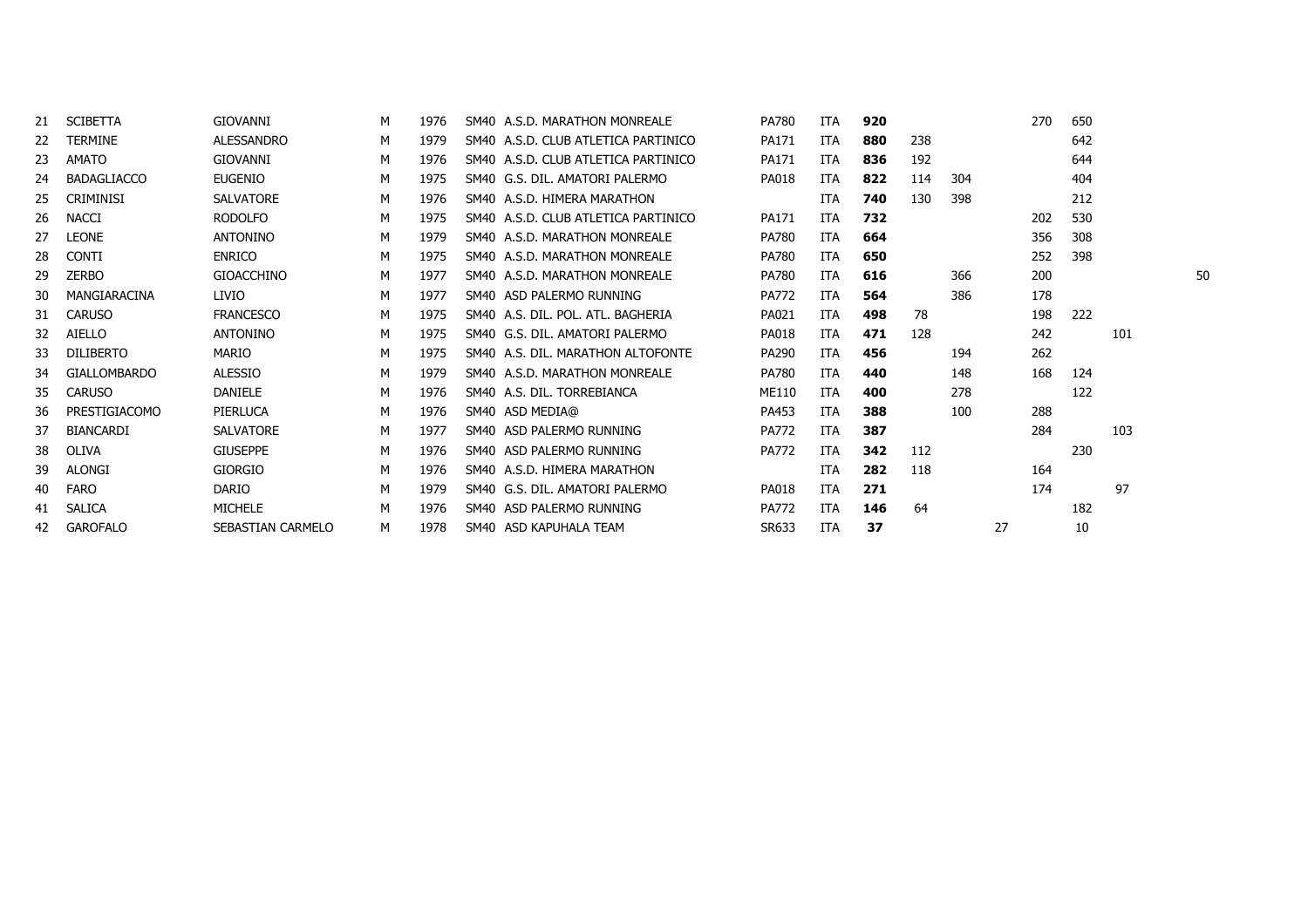| | | | | | | | | | | | | | | | | |
|---|---|---|---|---|---|---|---|---|---|---|---|---|---|---|---|---|
| 21 | SCIBETTA | GIOVANNI | M | 1976 | SM40 | A.S.D. MARATHON MONREALE | PA780 | ITA | **920** | | | | 270 | 650 | | |
| 22 | TERMINE | ALESSANDRO | M | 1979 | SM40 | A.S.D. CLUB ATLETICA PARTINICO | PA171 | ITA | **880** | 238 | | | | 642 | | |
| 23 | AMATO | GIOVANNI | M | 1976 | SM40 | A.S.D. CLUB ATLETICA PARTINICO | PA171 | ITA | **836** | 192 | | | | 644 | | |
| 24 | BADAGLIACCO | EUGENIO | M | 1975 | SM40 | G.S. DIL. AMATORI PALERMO | PA018 | ITA | **822** | 114 | 304 | | | 404 | | |
| 25 | CRIMINISI | SALVATORE | M | 1976 | SM40 | A.S.D. HIMERA MARATHON | | ITA | **740** | 130 | 398 | | | 212 | | |
| 26 | NACCI | RODOLFO | M | 1975 | SM40 | A.S.D. CLUB ATLETICA PARTINICO | PA171 | ITA | **732** | | | | 202 | 530 | | |
| 27 | LEONE | ANTONINO | M | 1979 | SM40 | A.S.D. MARATHON MONREALE | PA780 | ITA | **664** | | | | 356 | 308 | | |
| 28 | CONTI | ENRICO | M | 1975 | SM40 | A.S.D. MARATHON MONREALE | PA780 | ITA | **650** | | | | 252 | 398 | | |
| 29 | ZERBO | GIOACCHINO | M | 1977 | SM40 | A.S.D. MARATHON MONREALE | PA780 | ITA | **616** | | 366 | | 200 | | | 50 |
| 30 | MANGIARACINA | LIVIO | M | 1977 | SM40 | ASD PALERMO RUNNING | PA772 | ITA | **564** | | 386 | | 178 | | | |
| 31 | CARUSO | FRANCESCO | M | 1975 | SM40 | A.S. DIL. POL. ATL. BAGHERIA | PA021 | ITA | **498** | 78 | | | 198 | 222 | | |
| 32 | AIELLO | ANTONINO | M | 1975 | SM40 | G.S. DIL. AMATORI PALERMO | PA018 | ITA | **471** | 128 | | | 242 | | 101 | |
| 33 | DILIBERTO | MARIO | M | 1975 | SM40 | A.S. DIL. MARATHON ALTOFONTE | PA290 | ITA | **456** | | 194 | | 262 | | | |
| 34 | GIALLOMBARDO | ALESSIO | M | 1979 | SM40 | A.S.D. MARATHON MONREALE | PA780 | ITA | **440** | | 148 | | 168 | 124 | | |
| 35 | CARUSO | DANIELE | M | 1976 | SM40 | A.S. DIL. TORREBIANCA | ME110 | ITA | **400** | | 278 | | | 122 | | |
| 36 | PRESTIGIACOMO | PIERLUCA | M | 1976 | SM40 | ASD MEDIA@ | PA453 | ITA | **388** | | 100 | | 288 | | | |
| 37 | BIANCARDI | SALVATORE | M | 1977 | SM40 | ASD PALERMO RUNNING | PA772 | ITA | **387** | | | | 284 | | 103 | |
| 38 | OLIVA | GIUSEPPE | M | 1976 | SM40 | ASD PALERMO RUNNING | PA772 | ITA | **342** | 112 | | | | 230 | | |
| 39 | ALONGI | GIORGIO | M | 1976 | SM40 | A.S.D. HIMERA MARATHON | | ITA | **282** | 118 | | | 164 | | | |
| 40 | FARO | DARIO | M | 1979 | SM40 | G.S. DIL. AMATORI PALERMO | PA018 | ITA | **271** | | | | 174 | | 97 | |
| 41 | SALICA | MICHELE | M | 1976 | SM40 | ASD PALERMO RUNNING | PA772 | ITA | **146** | 64 | | | | 182 | | |
| 42 | GAROFALO | SEBASTIAN CARMELO | M | 1978 | SM40 | ASD KAPUHALA TEAM | SR633 | ITA | **37** | | | 27 | | 10 | | |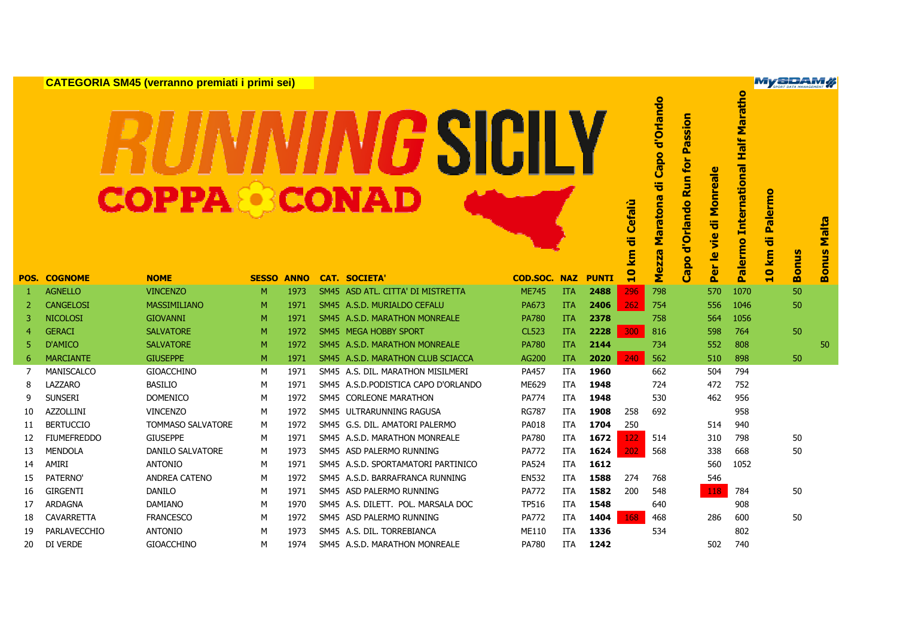**CATEGORIA SM45 (verranno premiati i primi sei)**

# RUNNING SICILY
## COPPA CONAD

| POS. | COGNOME | NOME | SESSO | ANNO | CAT. | SOCIETA' | COD.SOC. | NAZ | PUNTI | 10 km di Cefalù | Mezza Maratona di Capo d'Orlando | Capo d'Orlando Run for Passion | Per le vie di Monreale | Palermo International Half Maratho | 10 km di Palermo | Bonus | Bonus Malta |
|---|---|---|---|---|---|---|---|---|---|---|---|---|---|---|---|---|---|
| 1 | AGNELLO | VINCENZO | M | 1973 | SM45 | ASD ATL. CITTA' DI MISTRETTA | ME745 | ITA | **2488** | 296 | 798 | | 570 | 1070 | | 50 | |
| 2 | CANGELOSI | MASSIMILIANO | M | 1971 | SM45 | A.S.D. MURIALDO CEFALU | PA673 | ITA | **2406** | 262 | 754 | | 556 | 1046 | | 50 | |
| 3 | NICOLOSI | GIOVANNI | M | 1971 | SM45 | A.S.D. MARATHON MONREALE | PA780 | ITA | **2378** | | 758 | | 564 | 1056 | | | |
| 4 | GERACI | SALVATORE | M | 1972 | SM45 | MEGA HOBBY SPORT | CL523 | ITA | **2228** | 300 | 816 | | 598 | 764 | | 50 | |
| 5 | D'AMICO | SALVATORE | M | 1972 | SM45 | A.S.D. MARATHON MONREALE | PA780 | ITA | **2144** | | 734 | | 552 | 808 | | | 50 |
| 6 | MARCIANTE | GIUSEPPE | M | 1971 | SM45 | A.S.D. MARATHON CLUB SCIACCA | AG200 | ITA | **2020** | 240 | 562 | | 510 | 898 | | 50 | |
| 7 | MANISCALCO | GIOACCHINO | M | 1971 | SM45 | A.S. DIL. MARATHON MISILMERI | PA457 | ITA | **1960** | | 662 | | 504 | 794 | | | |
| 8 | LAZZARO | BASILIO | M | 1971 | SM45 | A.S.D.PODISTICA CAPO D'ORLANDO | ME629 | ITA | **1948** | | 724 | | 472 | 752 | | | |
| 9 | SUNSERI | DOMENICO | M | 1972 | SM45 | CORLEONE MARATHON | PA774 | ITA | **1948** | | 530 | | 462 | 956 | | | |
| 10 | AZZOLLINI | VINCENZO | M | 1972 | SM45 | ULTRARUNNING RAGUSA | RG787 | ITA | **1908** | 258 | 692 | | | 958 | | | |
| 11 | BERTUCCIO | TOMMASO SALVATORE | M | 1972 | SM45 | G.S. DIL. AMATORI PALERMO | PA018 | ITA | **1704** | 250 | | | 514 | 940 | | | |
| 12 | FIUMEFREDDO | GIUSEPPE | M | 1971 | SM45 | A.S.D. MARATHON MONREALE | PA780 | ITA | **1672** | 122 | 514 | | 310 | 798 | | 50 | |
| 13 | MENDOLA | DANILO SALVATORE | M | 1973 | SM45 | ASD PALERMO RUNNING | PA772 | ITA | **1624** | 202 | 568 | | 338 | 668 | | 50 | |
| 14 | AMIRI | ANTONIO | M | 1971 | SM45 | A.S.D. SPORTAMATORI PARTINICO | PA524 | ITA | **1612** | | | | 560 | 1052 | | | |
| 15 | PATERNO' | ANDREA CATENO | M | 1972 | SM45 | A.S.D. BARRAFRANCA RUNNING | EN532 | ITA | **1588** | 274 | 768 | | 546 | | | | |
| 16 | GIRGENTI | DANILO | M | 1971 | SM45 | ASD PALERMO RUNNING | PA772 | ITA | **1582** | 200 | 548 | | 118 | 784 | | 50 | |
| 17 | ARDAGNA | DAMIANO | M | 1970 | SM45 | A.S. DILETT. POL. MARSALA DOC | TP516 | ITA | **1548** | | 640 | | | 908 | | | |
| 18 | CAVARRETTA | FRANCESCO | M | 1972 | SM45 | ASD PALERMO RUNNING | PA772 | ITA | **1404** | 168 | 468 | | 286 | 600 | | 50 | |
| 19 | PARLAVECCHIO | ANTONIO | M | 1973 | SM45 | A.S. DIL. TORREBIANCA | ME110 | ITA | **1336** | | 534 | | | 802 | | | |
| 20 | DI VERDE | GIOACCHINO | M | 1974 | SM45 | A.S.D. MARATHON MONREALE | PA780 | ITA | **1242** | | | | 502 | 740 | | | |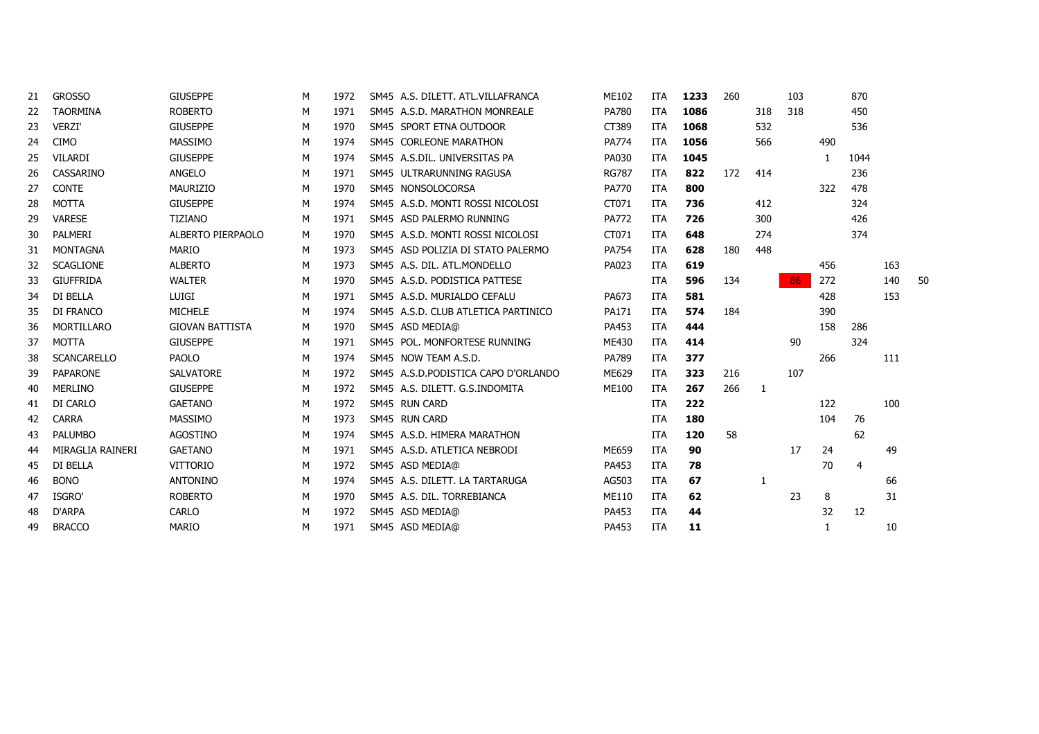| | | | | | | | | | | | | | | | | |
|---|---|---|---|---|---|---|---|---|---|---|---|---|---|---|---|---|
| 21 | GROSSO | GIUSEPPE | M | 1972 | SM45 | A.S. DILETT. ATL.VILLAFRANCA | ME102 | ITA | **1233** | 260 | | 103 | | 870 | | |
| 22 | TAORMINA | ROBERTO | M | 1971 | SM45 | A.S.D. MARATHON MONREALE | PA780 | ITA | **1086** | | 318 | 318 | | 450 | | |
| 23 | VERZI' | GIUSEPPE | M | 1970 | SM45 | SPORT ETNA OUTDOOR | CT389 | ITA | **1068** | | 532 | | | 536 | | |
| 24 | CIMO | MASSIMO | M | 1974 | SM45 | CORLEONE MARATHON | PA774 | ITA | **1056** | | 566 | | 490 | | | |
| 25 | VILARDI | GIUSEPPE | M | 1974 | SM45 | A.S.DIL. UNIVERSITAS PA | PA030 | ITA | **1045** | | | | 1 | 1044 | | |
| 26 | CASSARINO | ANGELO | M | 1971 | SM45 | ULTRARUNNING RAGUSA | RG787 | ITA | **822** | 172 | 414 | | | 236 | | |
| 27 | CONTE | MAURIZIO | M | 1970 | SM45 | NONSOLOCORSA | PA770 | ITA | **800** | | | | 322 | 478 | | |
| 28 | MOTTA | GIUSEPPE | M | 1974 | SM45 | A.S.D. MONTI ROSSI NICOLOSI | CT071 | ITA | **736** | | 412 | | | 324 | | |
| 29 | VARESE | TIZIANO | M | 1971 | SM45 | ASD PALERMO RUNNING | PA772 | ITA | **726** | | 300 | | | 426 | | |
| 30 | PALMERI | ALBERTO PIERPAOLO | M | 1970 | SM45 | A.S.D. MONTI ROSSI NICOLOSI | CT071 | ITA | **648** | | 274 | | | 374 | | |
| 31 | MONTAGNA | MARIO | M | 1973 | SM45 | ASD POLIZIA DI STATO PALERMO | PA754 | ITA | **628** | 180 | 448 | | | | | |
| 32 | SCAGLIONE | ALBERTO | M | 1973 | SM45 | A.S. DIL. ATL.MONDELLO | PA023 | ITA | **619** | | | | 456 | | 163 | |
| 33 | GIUFFRIDA | WALTER | M | 1970 | SM45 | A.S.D. PODISTICA PATTESE | | ITA | **596** | 134 | | 86 | 272 | | 140 | 50 |
| 34 | DI BELLA | LUIGI | M | 1971 | SM45 | A.S.D. MURIALDO CEFALU | PA673 | ITA | **581** | | | | 428 | | 153 | |
| 35 | DI FRANCO | MICHELE | M | 1974 | SM45 | A.S.D. CLUB ATLETICA PARTINICO | PA171 | ITA | **574** | 184 | | | 390 | | | |
| 36 | MORTILLARO | GIOVAN BATTISTA | M | 1970 | SM45 | ASD MEDIA@ | PA453 | ITA | **444** | | | | 158 | 286 | | |
| 37 | MOTTA | GIUSEPPE | M | 1971 | SM45 | POL. MONFORTESE RUNNING | ME430 | ITA | **414** | | | 90 | | 324 | | |
| 38 | SCANCARELLO | PAOLO | M | 1974 | SM45 | NOW TEAM A.S.D. | PA789 | ITA | **377** | | | | 266 | | 111 | |
| 39 | PAPARONE | SALVATORE | M | 1972 | SM45 | A.S.D.PODISTICA CAPO D'ORLANDO | ME629 | ITA | **323** | 216 | | 107 | | | | |
| 40 | MERLINO | GIUSEPPE | M | 1972 | SM45 | A.S. DILETT. G.S.INDOMITA | ME100 | ITA | **267** | 266 | 1 | | | | | |
| 41 | DI CARLO | GAETANO | M | 1972 | SM45 | RUN CARD | | ITA | **222** | | | | 122 | | 100 | |
| 42 | CARRA | MASSIMO | M | 1973 | SM45 | RUN CARD | | ITA | **180** | | | | 104 | 76 | | |
| 43 | PALUMBO | AGOSTINO | M | 1974 | SM45 | A.S.D. HIMERA MARATHON | | ITA | **120** | 58 | | | | 62 | | |
| 44 | MIRAGLIA RAINERI | GAETANO | M | 1971 | SM45 | A.S.D. ATLETICA NEBRODI | ME659 | ITA | **90** | | | 17 | 24 | | 49 | |
| 45 | DI BELLA | VITTORIO | M | 1972 | SM45 | ASD MEDIA@ | PA453 | ITA | **78** | | | | 70 | 4 | | |
| 46 | BONO | ANTONINO | M | 1974 | SM45 | A.S. DILETT. LA TARTARUGA | AG503 | ITA | **67** | | 1 | | | | 66 | |
| 47 | ISGRO' | ROBERTO | M | 1970 | SM45 | A.S. DIL. TORREBIANCA | ME110 | ITA | **62** | | | 23 | 8 | | 31 | |
| 48 | D'ARPA | CARLO | M | 1972 | SM45 | ASD MEDIA@ | PA453 | ITA | **44** | | | | 32 | 12 | | |
| 49 | BRACCO | MARIO | M | 1971 | SM45 | ASD MEDIA@ | PA453 | ITA | **11** | | | | 1 | | 10 | |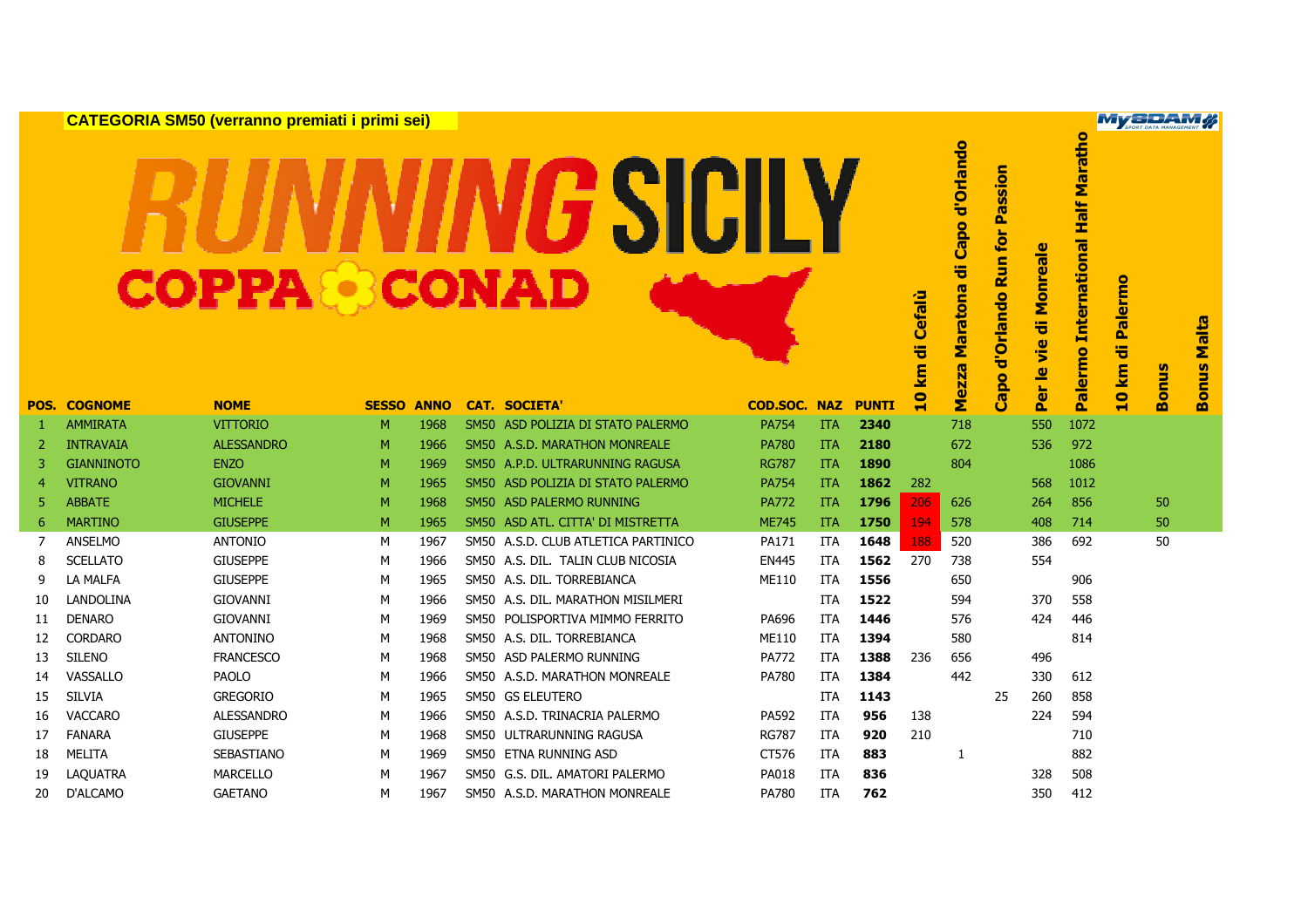**CATEGORIA SM50 (verranno premiati i primi sei)**

RUNNING SICILY COPPA CONAD

| POS. | COGNOME | NOME | SESSO | ANNO | CAT. | SOCIETA' | COD.SOC. | NAZ | PUNTI | 10 km di Cefalù | Mezza Maratona di Capo d'Orlando | Capo d'Orlando Run for Passion | Per le vie di Monreale | Palermo International Half Maratho | 10 km di Palermo | Bonus | Bonus Malta |
|---|---|---|---|---|---|---|---|---|---|---|---|---|---|---|---|---|---|
| 1 | AMMIRATA | VITTORIO | M | 1968 | SM50 | ASD POLIZIA DI STATO PALERMO | PA754 | ITA | 2340 | | 718 | | 550 | 1072 | | | |
| 2 | INTRAVAIA | ALESSANDRO | M | 1966 | SM50 | A.S.D. MARATHON MONREALE | PA780 | ITA | 2180 | | 672 | | 536 | 972 | | | |
| 3 | GIANNINOTO | ENZO | M | 1969 | SM50 | A.P.D. ULTRARUNNING RAGUSA | RG787 | ITA | 1890 | | 804 | | | 1086 | | | |
| 4 | VITRANO | GIOVANNI | M | 1965 | SM50 | ASD POLIZIA DI STATO PALERMO | PA754 | ITA | 1862 | 282 | | | 568 | 1012 | | | |
| 5 | ABBATE | MICHELE | M | 1968 | SM50 | ASD PALERMO RUNNING | PA772 | ITA | 1796 | 206 | 626 | | 264 | 856 | | 50 | |
| 6 | MARTINO | GIUSEPPE | M | 1965 | SM50 | ASD ATL. CITTA' DI MISTRETTA | ME745 | ITA | 1750 | 194 | 578 | | 408 | 714 | | 50 | |
| 7 | ANSELMO | ANTONIO | M | 1967 | SM50 | A.S.D. CLUB ATLETICA PARTINICO | PA171 | ITA | 1648 | 188 | 520 | | 386 | 692 | | 50 | |
| 8 | SCELLATO | GIUSEPPE | M | 1966 | SM50 | A.S. DIL. TALIN CLUB NICOSIA | EN445 | ITA | 1562 | 270 | 738 | | 554 | | | | |
| 9 | LA MALFA | GIUSEPPE | M | 1965 | SM50 | A.S. DIL. TORREBIANCA | ME110 | ITA | 1556 | | 650 | | | 906 | | | |
| 10 | LANDOLINA | GIOVANNI | M | 1966 | SM50 | A.S. DIL. MARATHON MISILMERI | | ITA | 1522 | | 594 | | 370 | 558 | | | |
| 11 | DENARO | GIOVANNI | M | 1969 | SM50 | POLISPORTIVA MIMMO FERRITO | PA696 | ITA | 1446 | | 576 | | 424 | 446 | | | |
| 12 | CORDARO | ANTONINO | M | 1968 | SM50 | A.S. DIL. TORREBIANCA | ME110 | ITA | 1394 | | 580 | | | 814 | | | |
| 13 | SILENO | FRANCESCO | M | 1968 | SM50 | ASD PALERMO RUNNING | PA772 | ITA | 1388 | 236 | 656 | | 496 | | | | |
| 14 | VASSALLO | PAOLO | M | 1966 | SM50 | A.S.D. MARATHON MONREALE | PA780 | ITA | 1384 | | 442 | | 330 | 612 | | | |
| 15 | SILVIA | GREGORIO | M | 1965 | SM50 | GS ELEUTERO | | ITA | 1143 | | | 25 | 260 | 858 | | | |
| 16 | VACCARO | ALESSANDRO | M | 1966 | SM50 | A.S.D. TRINACRIA PALERMO | PA592 | ITA | 956 | 138 | | | 224 | 594 | | | |
| 17 | FANARA | GIUSEPPE | M | 1968 | SM50 | ULTRARUNNING RAGUSA | RG787 | ITA | 920 | 210 | | | | 710 | | | |
| 18 | MELITA | SEBASTIANO | M | 1969 | SM50 | ETNA RUNNING ASD | CT576 | ITA | 883 | | 1 | | | 882 | | | |
| 19 | LAQUATRA | MARCELLO | M | 1967 | SM50 | G.S. DIL. AMATORI PALERMO | PA018 | ITA | 836 | | | | 328 | 508 | | | |
| 20 | D'ALCAMO | GAETANO | M | 1967 | SM50 | A.S.D. MARATHON MONREALE | PA780 | ITA | 762 | | | | 350 | 412 | | | |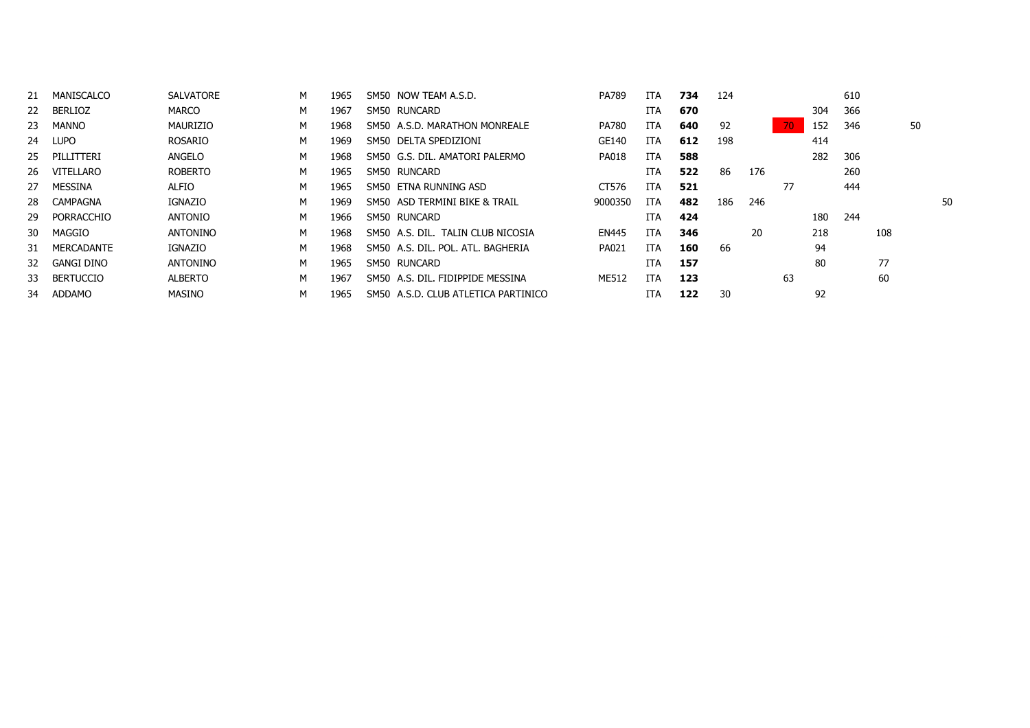| | | | | | | | | | | | | | | | | | |
|---|---|---|---|---|---|---|---|---|---|---|---|---|---|---|---|---|---|
| 21 | MANISCALCO | SALVATORE | M | 1965 | SM50 | NOW TEAM A.S.D. | PA789 | ITA | **734** | 124 | | | | 610 | | | |
| 22 | BERLIOZ | MARCO | M | 1967 | SM50 | RUNCARD | | ITA | **670** | | | | 304 | 366 | | | |
| 23 | MANNO | MAURIZIO | M | 1968 | SM50 | A.S.D. MARATHON MONREALE | PA780 | ITA | **640** | 92 | | 70 | 152 | 346 | | 50 | |
| 24 | LUPO | ROSARIO | M | 1969 | SM50 | DELTA SPEDIZIONI | GE140 | ITA | **612** | 198 | | | 414 | | | | |
| 25 | PILLITTERI | ANGELO | M | 1968 | SM50 | G.S. DIL. AMATORI PALERMO | PA018 | ITA | **588** | | | | 282 | 306 | | | |
| 26 | VITELLARO | ROBERTO | M | 1965 | SM50 | RUNCARD | | ITA | **522** | 86 | 176 | | | 260 | | | |
| 27 | MESSINA | ALFIO | M | 1965 | SM50 | ETNA RUNNING ASD | CT576 | ITA | **521** | | | 77 | | 444 | | | |
| 28 | CAMPAGNA | IGNAZIO | M | 1969 | SM50 | ASD TERMINI BIKE & TRAIL | 9000350 | ITA | **482** | 186 | 246 | | | | | | 50 |
| 29 | PORRACCHIO | ANTONIO | M | 1966 | SM50 | RUNCARD | | ITA | **424** | | | | 180 | 244 | | | |
| 30 | MAGGIO | ANTONINO | M | 1968 | SM50 | A.S. DIL. TALIN CLUB NICOSIA | EN445 | ITA | **346** | | 20 | | 218 | | 108 | | |
| 31 | MERCADANTE | IGNAZIO | M | 1968 | SM50 | A.S. DIL. POL. ATL. BAGHERIA | PA021 | ITA | **160** | 66 | | | 94 | | | | |
| 32 | GANGI DINO | ANTONINO | M | 1965 | SM50 | RUNCARD | | ITA | **157** | | | | 80 | | 77 | | |
| 33 | BERTUCCIO | ALBERTO | M | 1967 | SM50 | A.S. DIL. FIDIPPIDE MESSINA | ME512 | ITA | **123** | | | 63 | | | 60 | | |
| 34 | ADDAMO | MASINO | M | 1965 | SM50 | A.S.D. CLUB ATLETICA PARTINICO | | ITA | **122** | 30 | | | 92 | | | | |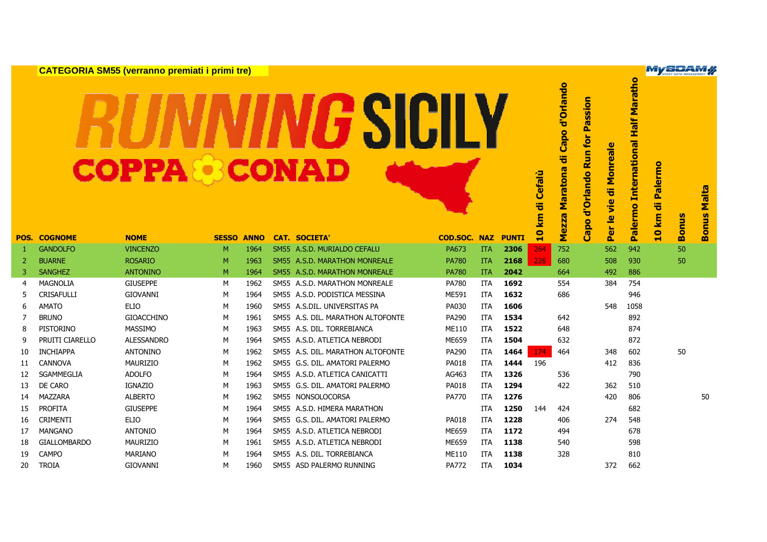**CATEGORIA SM55 (verranno premiati i primi tre)**

# RUNNING SICILY
## COPPA CONAD

| POS. | COGNOME | NOME | SESSO | ANNO | CAT. | SOCIETA' | COD.SOC. | NAZ | PUNTI | 10 km di Cefalù | Mezza Maratona di Capo d'Orlando | Capo d'Orlando Run for Passion | Per le vie di Monreale | Palermo International Half Maratho | 10 km di Palermo | Bonus | Bonus Malta |
|---|---|---|---|---|---|---|---|---|---|---|---|---|---|---|---|---|---|
| 1 | GANDOLFO | VINCENZO | M | 1964 | SM55 | A.S.D. MURIALDO CEFALU | PA673 | ITA | **2306** | 264 | 752 | | 562 | 942 | | 50 | |
| 2 | BUARNE | ROSARIO | M | 1963 | SM55 | A.S.D. MARATHON MONREALE | PA780 | ITA | **2168** | 226 | 680 | | 508 | 930 | | 50 | |
| 3 | SANGHEZ | ANTONINO | M | 1964 | SM55 | A.S.D. MARATHON MONREALE | PA780 | ITA | **2042** | | 664 | | 492 | 886 | | | |
| 4 | MAGNOLIA | GIUSEPPE | M | 1962 | SM55 | A.S.D. MARATHON MONREALE | PA780 | ITA | **1692** | | 554 | | 384 | 754 | | | |
| 5 | CRISAFULLI | GIOVANNI | M | 1964 | SM55 | A.S.D. PODISTICA MESSINA | ME591 | ITA | **1632** | | 686 | | | 946 | | | |
| 6 | AMATO | ELIO | M | 1960 | SM55 | A.S.DIL. UNIVERSITAS PA | PA030 | ITA | **1606** | | | | 548 | 1058 | | | |
| 7 | BRUNO | GIOACCHINO | M | 1961 | SM55 | A.S. DIL. MARATHON ALTOFONTE | PA290 | ITA | **1534** | | 642 | | | 892 | | | |
| 8 | PISTORINO | MASSIMO | M | 1963 | SM55 | A.S. DIL. TORREBIANCA | ME110 | ITA | **1522** | | 648 | | | 874 | | | |
| 9 | PRUITI CIARELLO | ALESSANDRO | M | 1964 | SM55 | A.S.D. ATLETICA NEBRODI | ME659 | ITA | **1504** | | 632 | | | 872 | | | |
| 10 | INCHIAPPA | ANTONINO | M | 1962 | SM55 | A.S. DIL. MARATHON ALTOFONTE | PA290 | ITA | **1464** | 174 | 464 | | 348 | 602 | | 50 | |
| 11 | CANNOVA | MAURIZIO | M | 1962 | SM55 | G.S. DIL. AMATORI PALERMO | PA018 | ITA | **1444** | 196 | | | 412 | 836 | | | |
| 12 | SGAMMEGLIA | ADOLFO | M | 1964 | SM55 | A.S.D. ATLETICA CANICATTI | AG463 | ITA | **1326** | | 536 | | | 790 | | | |
| 13 | DE CARO | IGNAZIO | M | 1963 | SM55 | G.S. DIL. AMATORI PALERMO | PA018 | ITA | **1294** | | 422 | | 362 | 510 | | | |
| 14 | MAZZARA | ALBERTO | M | 1962 | SM55 | NONSOLOCORSA | PA770 | ITA | **1276** | | | | 420 | 806 | | | 50 |
| 15 | PROFITA | GIUSEPPE | M | 1964 | SM55 | A.S.D. HIMERA MARATHON | | ITA | **1250** | 144 | 424 | | | 682 | | | |
| 16 | CRIMENTI | ELIO | M | 1964 | SM55 | G.S. DIL. AMATORI PALERMO | PA018 | ITA | **1228** | | 406 | | 274 | 548 | | | |
| 17 | MANGANO | ANTONIO | M | 1964 | SM55 | A.S.D. ATLETICA NEBRODI | ME659 | ITA | **1172** | | 494 | | | 678 | | | |
| 18 | GIALLOMBARDO | MAURIZIO | M | 1961 | SM55 | A.S.D. ATLETICA NEBRODI | ME659 | ITA | **1138** | | 540 | | | 598 | | | |
| 19 | CAMPO | MARIANO | M | 1964 | SM55 | A.S. DIL. TORREBIANCA | ME110 | ITA | **1138** | | 328 | | | 810 | | | |
| 20 | TROIA | GIOVANNI | M | 1960 | SM55 | ASD PALERMO RUNNING | PA772 | ITA | **1034** | | | | 372 | 662 | | | |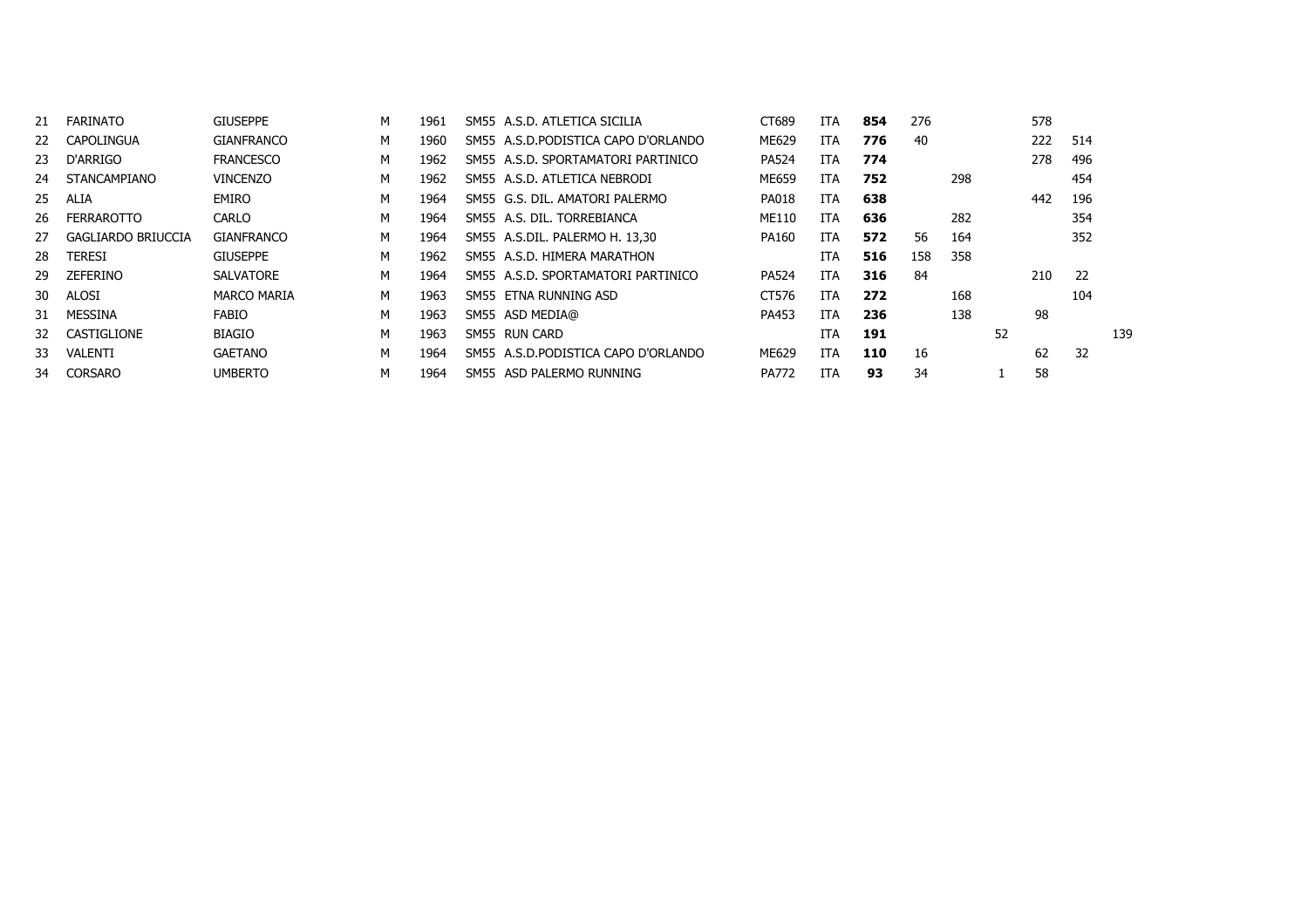| | | | | | | | | | | | | | | | |
|---|---|---|---|---|---|---|---|---|---|---|---|---|---|---|---|
| 21 | FARINATO | GIUSEPPE | M | 1961 | SM55 | A.S.D. ATLETICA SICILIA | CT689 | ITA | **854** | 276 | | | 578 | | |
| 22 | CAPOLINGUA | GIANFRANCO | M | 1960 | SM55 | A.S.D.PODISTICA CAPO D'ORLANDO | ME629 | ITA | **776** | 40 | | | 222 | 514 | |
| 23 | D'ARRIGO | FRANCESCO | M | 1962 | SM55 | A.S.D. SPORTAMATORI PARTINICO | PA524 | ITA | **774** | | | | 278 | 496 | |
| 24 | STANCAMPIANO | VINCENZO | M | 1962 | SM55 | A.S.D. ATLETICA NEBRODI | ME659 | ITA | **752** | | 298 | | | 454 | |
| 25 | ALIA | EMIRO | M | 1964 | SM55 | G.S. DIL. AMATORI PALERMO | PA018 | ITA | **638** | | | | 442 | 196 | |
| 26 | FERRAROTTO | CARLO | M | 1964 | SM55 | A.S. DIL. TORREBIANCA | ME110 | ITA | **636** | | 282 | | | 354 | |
| 27 | GAGLIARDO BRIUCCIA | GIANFRANCO | M | 1964 | SM55 | A.S.DIL. PALERMO H. 13,30 | PA160 | ITA | **572** | 56 | 164 | | | 352 | |
| 28 | TERESI | GIUSEPPE | M | 1962 | SM55 | A.S.D. HIMERA MARATHON | | ITA | **516** | 158 | 358 | | | | |
| 29 | ZEFERINO | SALVATORE | M | 1964 | SM55 | A.S.D. SPORTAMATORI PARTINICO | PA524 | ITA | **316** | 84 | | | 210 | 22 | |
| 30 | ALOSI | MARCO MARIA | M | 1963 | SM55 | ETNA RUNNING ASD | CT576 | ITA | **272** | | 168 | | | 104 | |
| 31 | MESSINA | FABIO | M | 1963 | SM55 | ASD MEDIA@ | PA453 | ITA | **236** | | 138 | | 98 | | |
| 32 | CASTIGLIONE | BIAGIO | M | 1963 | SM55 | RUN CARD | | ITA | **191** | | | 52 | | | 139 |
| 33 | VALENTI | GAETANO | M | 1964 | SM55 | A.S.D.PODISTICA CAPO D'ORLANDO | ME629 | ITA | **110** | 16 | | | 62 | 32 | |
| 34 | CORSARO | UMBERTO | M | 1964 | SM55 | ASD PALERMO RUNNING | PA772 | ITA | **93** | 34 | | 1 | 58 | | |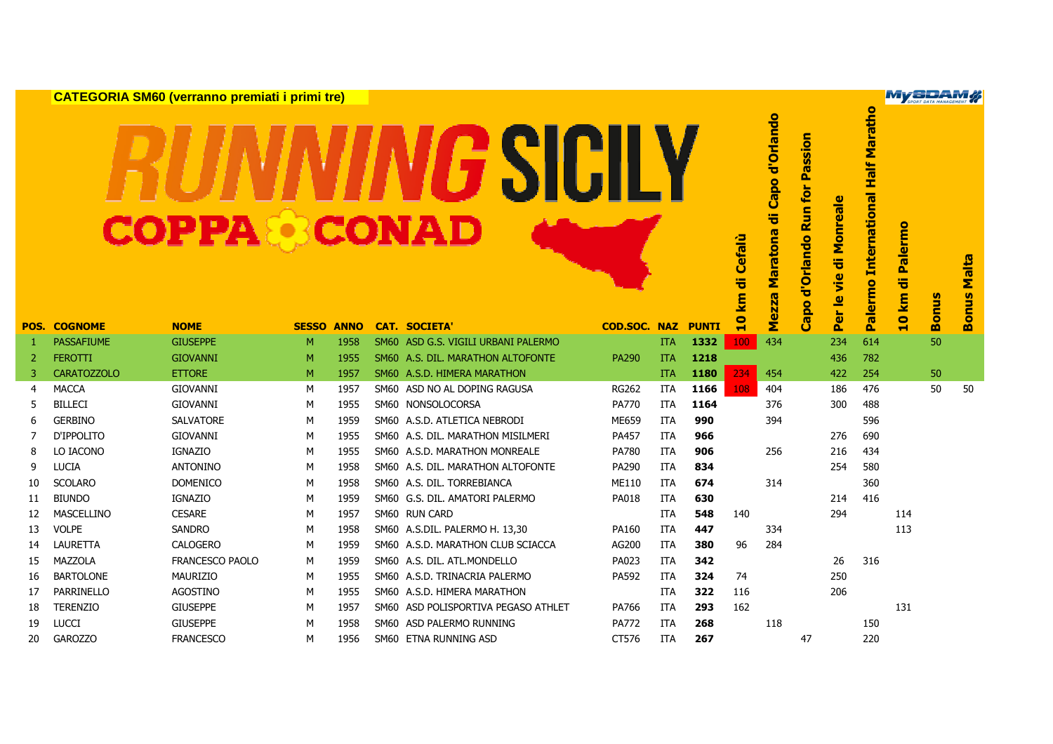**CATEGORIA SM60 (verranno premiati i primi tre)**

# RUNNING SICILY
## COPPA CONAD

| POS. | COGNOME | NOME | SESSO | ANNO | CAT. | SOCIETA' | COD.SOC. | NAZ | PUNTI | 10 km di Cefalù | Mezza Maratona di Capo d'Orlando | Capo d'Orlando Run for Passion | Per le vie di Monreale | Palermo International Half Maratho | 10 km di Palermo | Bonus | Bonus Malta |
|---|---|---|---|---|---|---|---|---|---|---|---|---|---|---|---|---|---|
| 1 | PASSAFIUME | GIUSEPPE | M | 1958 | SM60 | ASD G.S. VIGILI URBANI PALERMO | | ITA | **1332** | 100 | 434 | | 234 | 614 | | 50 | |
| 2 | FEROTTI | GIOVANNI | M | 1955 | SM60 | A.S. DIL. MARATHON ALTOFONTE | PA290 | ITA | **1218** | | | | 436 | 782 | | | |
| 3 | CARATOZZOLO | ETTORE | M | 1957 | SM60 | A.S.D. HIMERA MARATHON | | ITA | **1180** | 234 | 454 | | 422 | 254 | | 50 | |
| 4 | MACCA | GIOVANNI | M | 1957 | SM60 | ASD NO AL DOPING RAGUSA | RG262 | ITA | **1166** | 108 | 404 | | 186 | 476 | | 50 | 50 |
| 5 | BILLECI | GIOVANNI | M | 1955 | SM60 | NONSOLOCORSA | PA770 | ITA | **1164** | | 376 | | 300 | 488 | | | |
| 6 | GERBINO | SALVATORE | M | 1959 | SM60 | A.S.D. ATLETICA NEBRODI | ME659 | ITA | **990** | | 394 | | | 596 | | | |
| 7 | D'IPPOLITO | GIOVANNI | M | 1955 | SM60 | A.S. DIL. MARATHON MISILMERI | PA457 | ITA | **966** | | | | 276 | 690 | | | |
| 8 | LO IACONO | IGNAZIO | M | 1955 | SM60 | A.S.D. MARATHON MONREALE | PA780 | ITA | **906** | | 256 | | 216 | 434 | | | |
| 9 | LUCIA | ANTONINO | M | 1958 | SM60 | A.S. DIL. MARATHON ALTOFONTE | PA290 | ITA | **834** | | | | 254 | 580 | | | |
| 10 | SCOLARO | DOMENICO | M | 1958 | SM60 | A.S. DIL. TORREBIANCA | ME110 | ITA | **674** | | 314 | | | 360 | | | |
| 11 | BIUNDO | IGNAZIO | M | 1959 | SM60 | G.S. DIL. AMATORI PALERMO | PA018 | ITA | **630** | | | | 214 | 416 | | | |
| 12 | MASCELLINO | CESARE | M | 1957 | SM60 | RUN CARD | | ITA | **548** | 140 | | | 294 | | 114 | | |
| 13 | VOLPE | SANDRO | M | 1958 | SM60 | A.S.DIL. PALERMO H. 13,30 | PA160 | ITA | **447** | | 334 | | | | 113 | | |
| 14 | LAURETTA | CALOGERO | M | 1959 | SM60 | A.S.D. MARATHON CLUB SCIACCA | AG200 | ITA | **380** | 96 | 284 | | | | | | |
| 15 | MAZZOLA | FRANCESCO PAOLO | M | 1959 | SM60 | A.S. DIL. ATL.MONDELLO | PA023 | ITA | **342** | | | | 26 | 316 | | | |
| 16 | BARTOLONE | MAURIZIO | M | 1955 | SM60 | A.S.D. TRINACRIA PALERMO | PA592 | ITA | **324** | 74 | | | 250 | | | | |
| 17 | PARRINELLO | AGOSTINO | M | 1955 | SM60 | A.S.D. HIMERA MARATHON | | ITA | **322** | 116 | | | 206 | | | | |
| 18 | TERENZIO | GIUSEPPE | M | 1957 | SM60 | ASD POLISPORTIVA PEGASO ATHLET | PA766 | ITA | **293** | 162 | | | | | 131 | | |
| 19 | LUCCI | GIUSEPPE | M | 1958 | SM60 | ASD PALERMO RUNNING | PA772 | ITA | **268** | | 118 | | | 150 | | | |
| 20 | GAROZZO | FRANCESCO | M | 1956 | SM60 | ETNA RUNNING ASD | CT576 | ITA | **267** | | | 47 | | 220 | | | |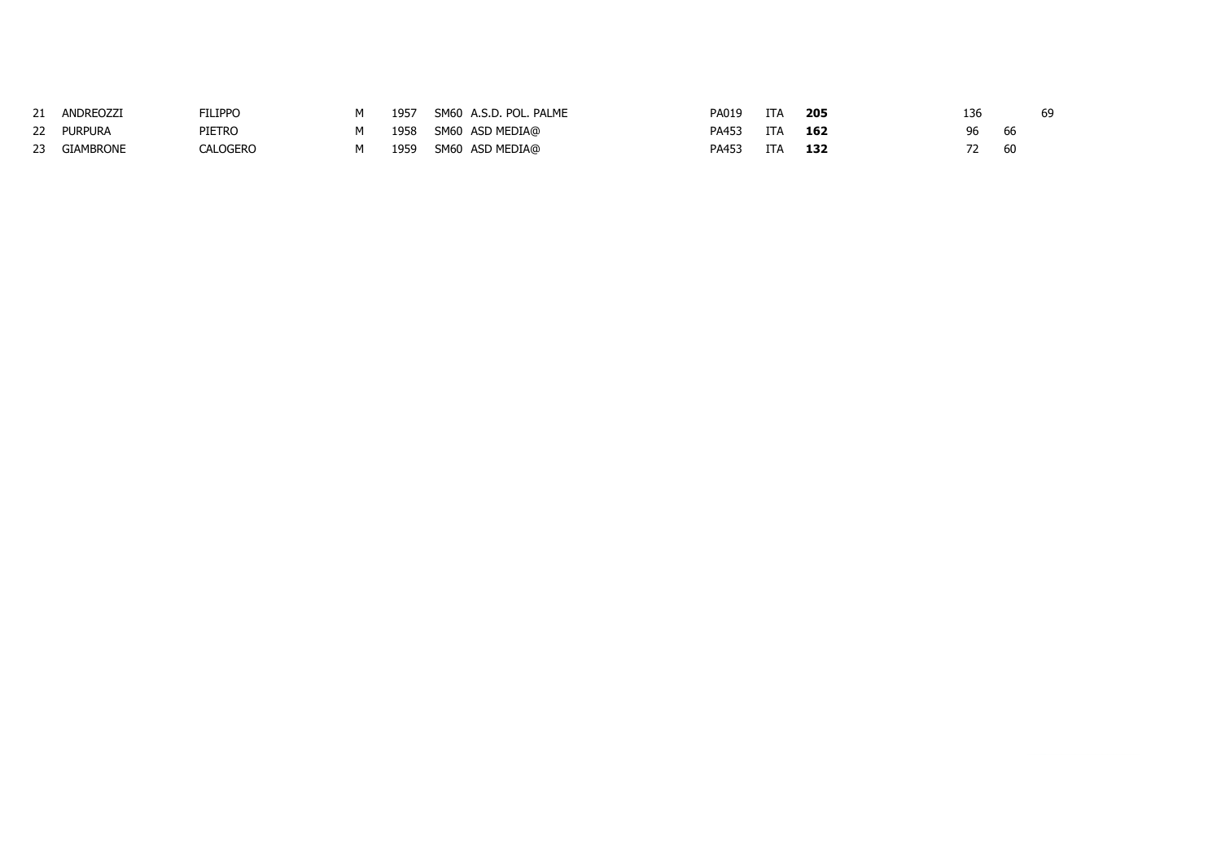| | | | | | | | | | | | | |
|---|---|---|---|---|---|---|---|---|---|---|---|---|
| 21 | ANDREOZZI | FILIPPO | M | 1957 | SM60 | A.S.D. POL. PALME | PA019 | ITA | **205** | 136 | | 69 |
| 22 | PURPURA | PIETRO | M | 1958 | SM60 | ASD MEDIA@ | PA453 | ITA | **162** | 96 | 66 | |
| 23 | GIAMBRONE | CALOGERO | M | 1959 | SM60 | ASD MEDIA@ | PA453 | ITA | **132** | 72 | 60 | |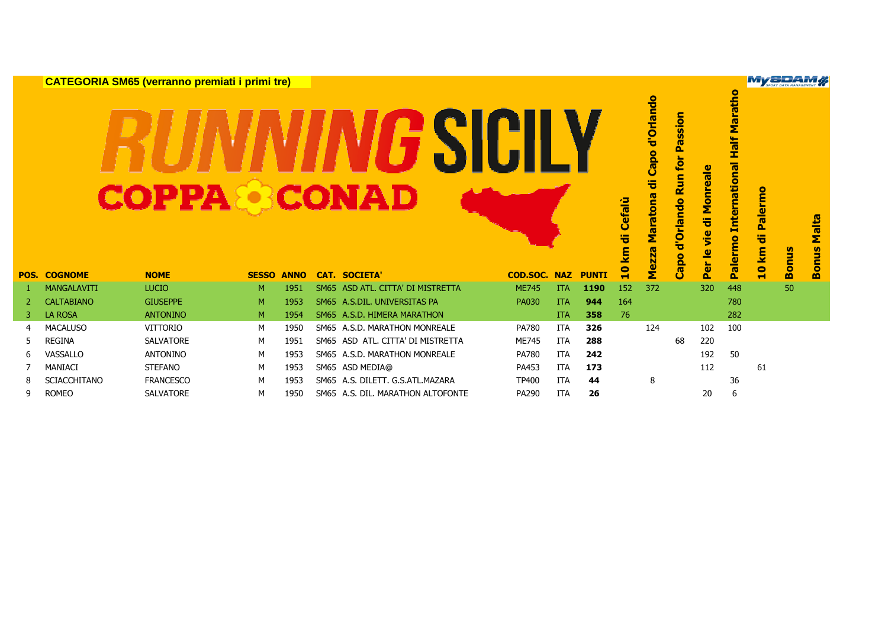**CATEGORIA SM65 (verranno premiati i primi tre)**

# RUNNING SICILY
## COPPA CONAD

| POS. | COGNOME | NOME | SESSO | ANNO | CAT. | SOCIETA' | COD.SOC. | NAZ | PUNTI | 10 km di Cefalù | Mezza Maratona di Capo d'Orlando | Capo d'Orlando Run for Passion | Per le vie di Monreale | Palermo International Half Maratho | 10 km di Palermo | Bonus | Bonus Malta |
|---|---|---|---|---|---|---|---|---|---|---|---|---|---|---|---|---|---|
| 1 | MANGALAVITI | LUCIO | M | 1951 | SM65 | ASD ATL. CITTA' DI MISTRETTA | ME745 | ITA | **1190** | 152 | 372 | | 320 | 448 | | 50 | |
| 2 | CALTABIANO | GIUSEPPE | M | 1953 | SM65 | A.S.DIL. UNIVERSITAS PA | PA030 | ITA | **944** | 164 | | | | 780 | | | |
| 3 | LA ROSA | ANTONINO | M | 1954 | SM65 | A.S.D. HIMERA MARATHON | | ITA | **358** | 76 | | | | 282 | | | |
| 4 | MACALUSO | VITTORIO | M | 1950 | SM65 | A.S.D. MARATHON MONREALE | PA780 | ITA | **326** | | 124 | | 102 | 100 | | | |
| 5 | REGINA | SALVATORE | M | 1951 | SM65 | ASD ATL. CITTA' DI MISTRETTA | ME745 | ITA | **288** | | | 68 | 220 | | | | |
| 6 | VASSALLO | ANTONINO | M | 1953 | SM65 | A.S.D. MARATHON MONREALE | PA780 | ITA | **242** | | | | 192 | 50 | | | |
| 7 | MANIACI | STEFANO | M | 1953 | SM65 | ASD MEDIA@ | PA453 | ITA | **173** | | | | 112 | | 61 | | |
| 8 | SCIACCHITANO | FRANCESCO | M | 1953 | SM65 | A.S. DILETT. G.S.ATL.MAZARA | TP400 | ITA | **44** | | 8 | | | 36 | | | |
| 9 | ROMEO | SALVATORE | M | 1950 | SM65 | A.S. DIL. MARATHON ALTOFONTE | PA290 | ITA | **26** | | | | 20 | 6 | | | |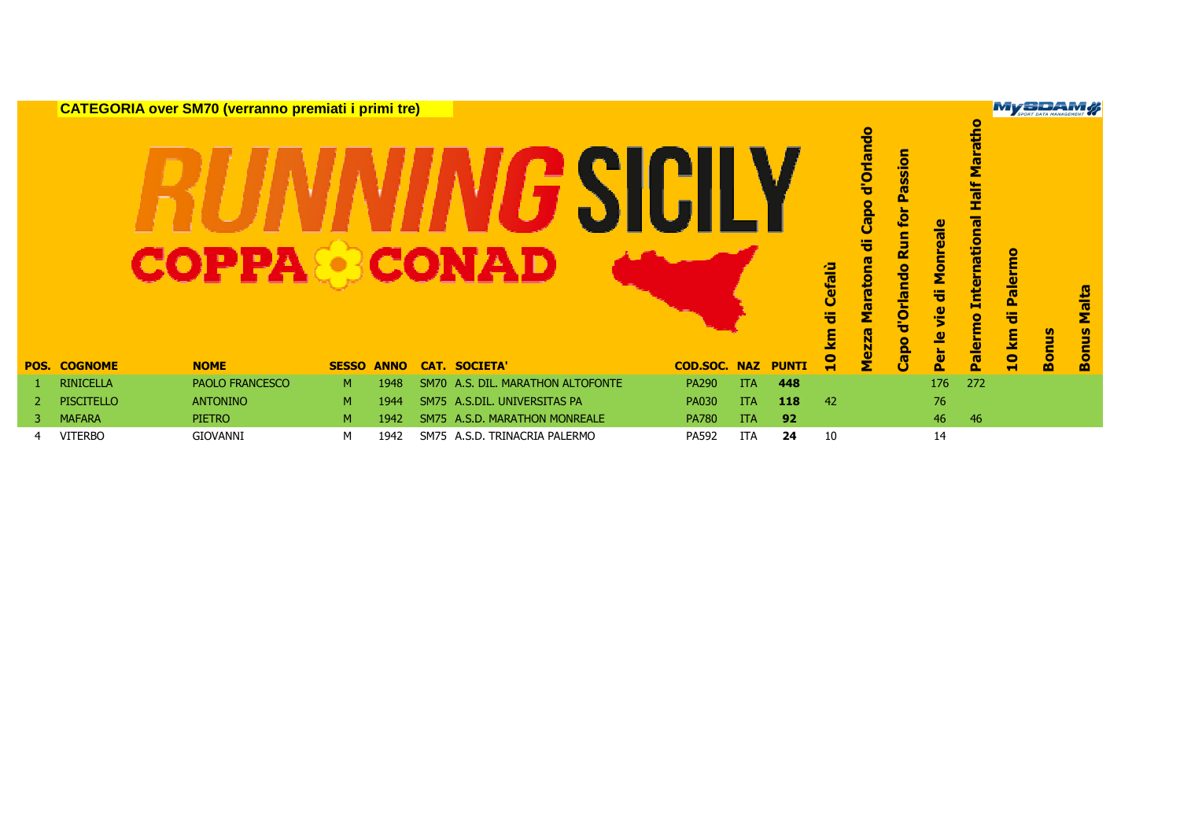**CATEGORIA over SM70 (verranno premiati i primi tre)**

RUNNING SICILY COPPA CONAD

| POS. | COGNOME | NOME | SESSO | ANNO | CAT. | SOCIETA' | COD.SOC. | NAZ | PUNTI | 10 km di Cefalù | Mezza Maratona di Capo d'Orlando | Capo d'Orlando Run for Passion | Per le vie di Monreale | Palermo International Half Maratho | 10 km di Palermo | Bonus | Bonus Malta |
|---|---|---|---|---|---|---|---|---|---|---|---|---|---|---|---|---|---|
| 1 | RINICELLA | PAOLO FRANCESCO | M | 1948 | SM70 | A.S. DIL. MARATHON ALTOFONTE | PA290 | ITA | **448** | | | | 176 | 272 | | | |
| 2 | PISCITELLO | ANTONINO | M | 1944 | SM75 | A.S.DIL. UNIVERSITAS PA | PA030 | ITA | **118** | 42 | | | 76 | | | | |
| 3 | MAFARA | PIETRO | M | 1942 | SM75 | A.S.D. MARATHON MONREALE | PA780 | ITA | **92** | | | | 46 | 46 | | | |
| 4 | VITERBO | GIOVANNI | M | 1942 | SM75 | A.S.D. TRINACRIA PALERMO | PA592 | ITA | **24** | 10 | | | 14 | | | | |